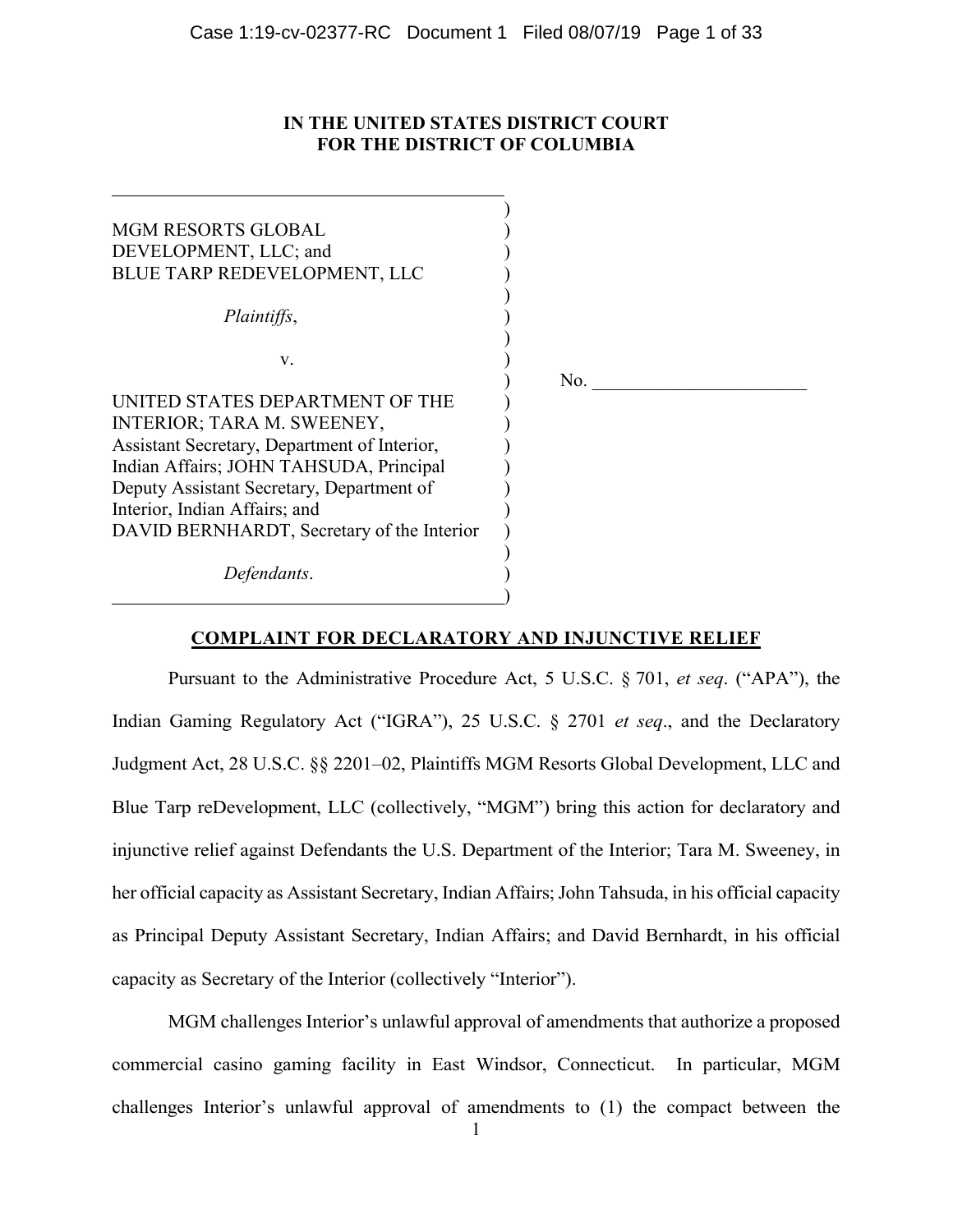**IN THE UNITED STATES DISTRICT COURT**
**FOR THE DISTRICT OF COLUMBIA**

MGM RESORTS GLOBAL DEVELOPMENT, LLC; and BLUE TARP REDEVELOPMENT, LLC

*Plaintiffs*,

v.

UNITED STATES DEPARTMENT OF THE INTERIOR; TARA M. SWEENEY, Assistant Secretary, Department of Interior, Indian Affairs; JOHN TAHSUDA, Principal Deputy Assistant Secretary, Department of Interior, Indian Affairs; and DAVID BERNHARDT, Secretary of the Interior

*Defendants*.

No. \_\_\_\_\_\_\_\_\_\_\_\_\_\_\_\_\_\_\_\_\_\_

## COMPLAINT FOR DECLARATORY AND INJUNCTIVE RELIEF

Pursuant to the Administrative Procedure Act, 5 U.S.C. § 701, *et seq*. ("APA"), the Indian Gaming Regulatory Act ("IGRA"), 25 U.S.C. § 2701 *et seq*., and the Declaratory Judgment Act, 28 U.S.C. §§ 2201–02, Plaintiffs MGM Resorts Global Development, LLC and Blue Tarp reDevelopment, LLC (collectively, "MGM") bring this action for declaratory and injunctive relief against Defendants the U.S. Department of the Interior; Tara M. Sweeney, in her official capacity as Assistant Secretary, Indian Affairs; John Tahsuda, in his official capacity as Principal Deputy Assistant Secretary, Indian Affairs; and David Bernhardt, in his official capacity as Secretary of the Interior (collectively "Interior").

MGM challenges Interior's unlawful approval of amendments that authorize a proposed commercial casino gaming facility in East Windsor, Connecticut. In particular, MGM challenges Interior's unlawful approval of amendments to (1) the compact between the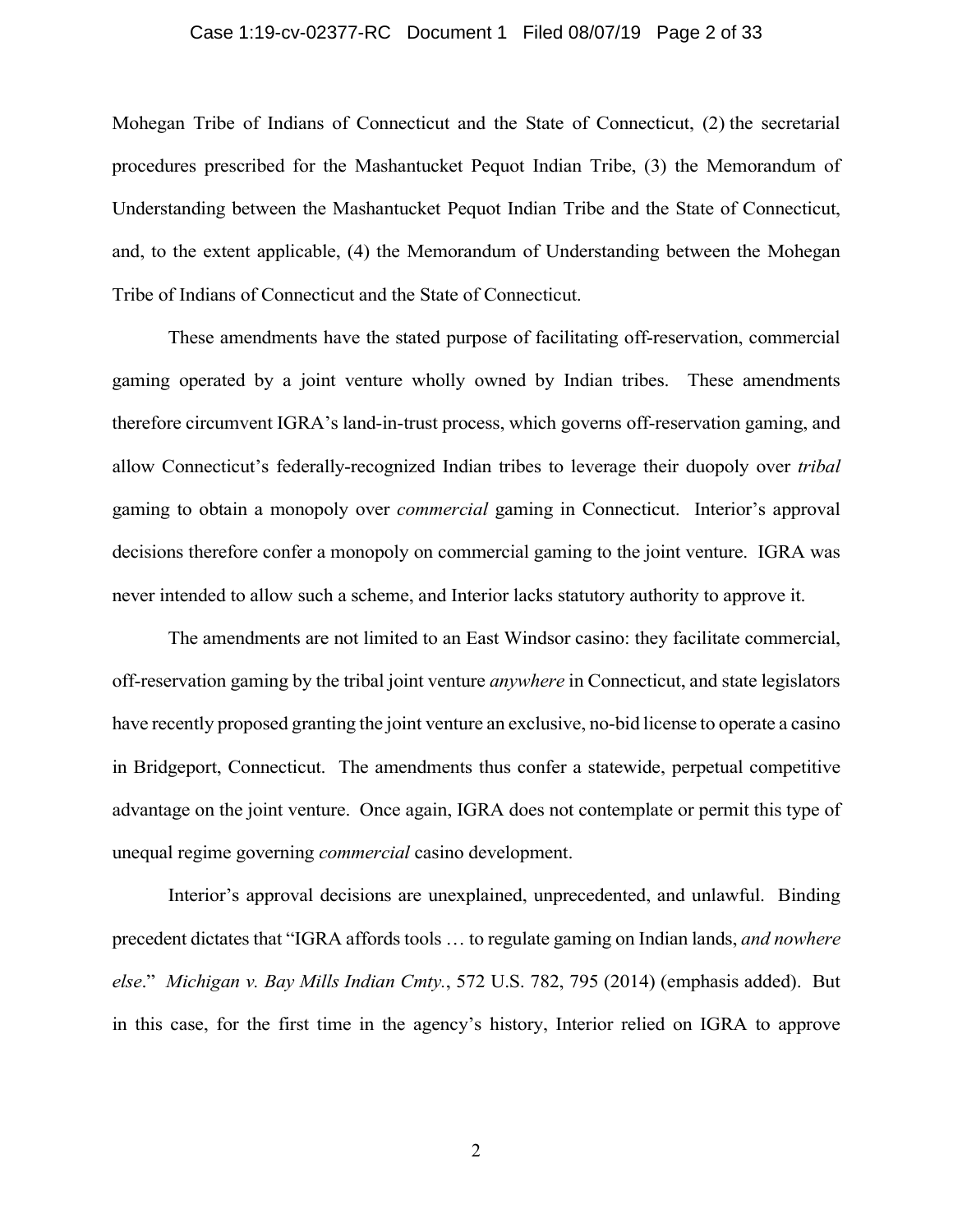Mohegan Tribe of Indians of Connecticut and the State of Connecticut, (2) the secretarial procedures prescribed for the Mashantucket Pequot Indian Tribe, (3) the Memorandum of Understanding between the Mashantucket Pequot Indian Tribe and the State of Connecticut, and, to the extent applicable, (4) the Memorandum of Understanding between the Mohegan Tribe of Indians of Connecticut and the State of Connecticut.

These amendments have the stated purpose of facilitating off-reservation, commercial gaming operated by a joint venture wholly owned by Indian tribes. These amendments therefore circumvent IGRA's land-in-trust process, which governs off-reservation gaming, and allow Connecticut's federally-recognized Indian tribes to leverage their duopoly over *tribal* gaming to obtain a monopoly over *commercial* gaming in Connecticut. Interior's approval decisions therefore confer a monopoly on commercial gaming to the joint venture. IGRA was never intended to allow such a scheme, and Interior lacks statutory authority to approve it.

The amendments are not limited to an East Windsor casino: they facilitate commercial, off-reservation gaming by the tribal joint venture *anywhere* in Connecticut, and state legislators have recently proposed granting the joint venture an exclusive, no-bid license to operate a casino in Bridgeport, Connecticut. The amendments thus confer a statewide, perpetual competitive advantage on the joint venture. Once again, IGRA does not contemplate or permit this type of unequal regime governing *commercial* casino development.

Interior's approval decisions are unexplained, unprecedented, and unlawful. Binding precedent dictates that "IGRA affords tools … to regulate gaming on Indian lands, *and nowhere else*." *Michigan v. Bay Mills Indian Cmty.*, 572 U.S. 782, 795 (2014) (emphasis added). But in this case, for the first time in the agency's history, Interior relied on IGRA to approve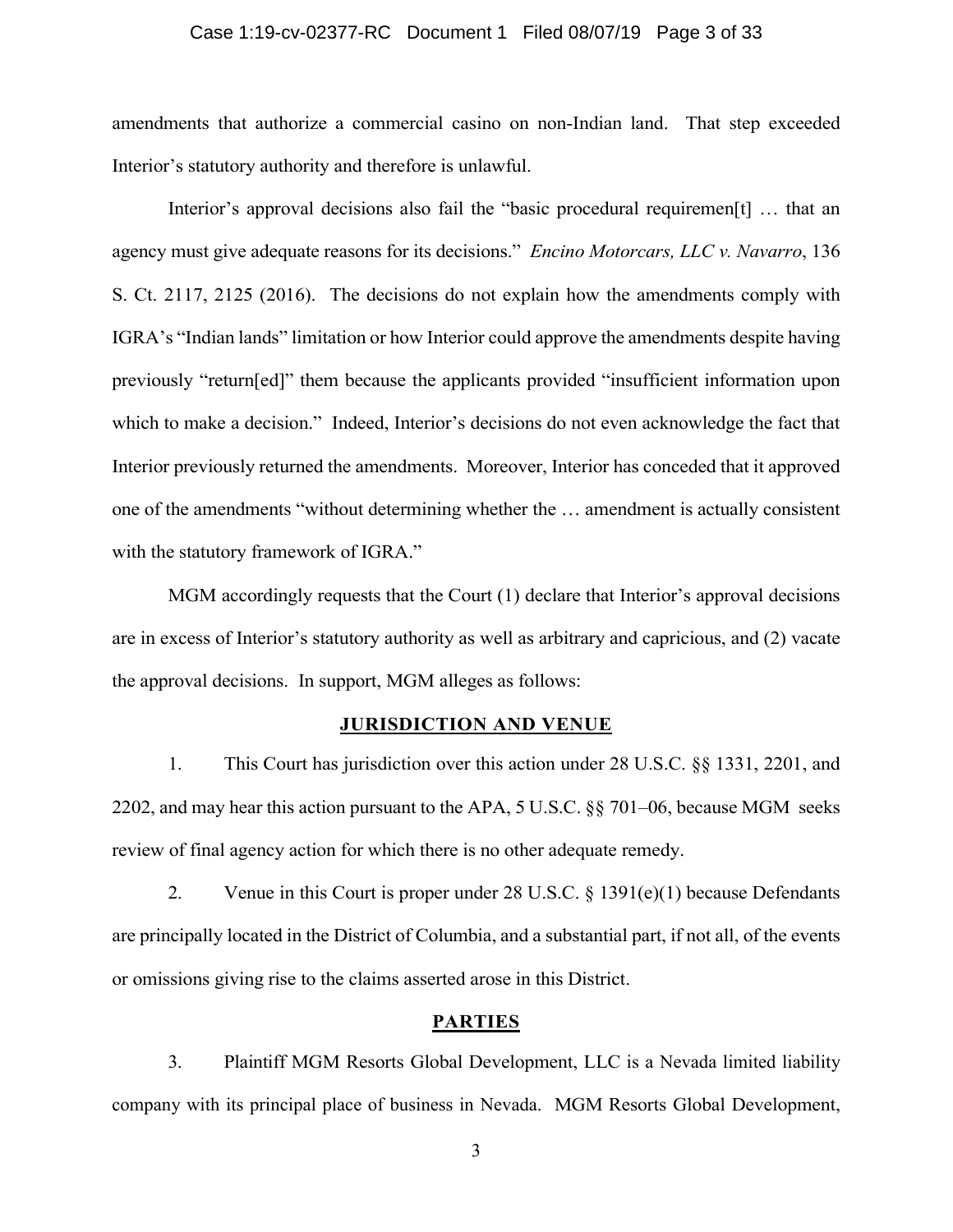amendments that authorize a commercial casino on non-Indian land. That step exceeded Interior's statutory authority and therefore is unlawful.

Interior's approval decisions also fail the "basic procedural requiremen[t] … that an agency must give adequate reasons for its decisions." *Encino Motorcars, LLC v. Navarro*, 136 S. Ct. 2117, 2125 (2016). The decisions do not explain how the amendments comply with IGRA's "Indian lands" limitation or how Interior could approve the amendments despite having previously "return[ed]" them because the applicants provided "insufficient information upon which to make a decision." Indeed, Interior's decisions do not even acknowledge the fact that Interior previously returned the amendments. Moreover, Interior has conceded that it approved one of the amendments "without determining whether the … amendment is actually consistent with the statutory framework of IGRA."

MGM accordingly requests that the Court (1) declare that Interior's approval decisions are in excess of Interior's statutory authority as well as arbitrary and capricious, and (2) vacate the approval decisions. In support, MGM alleges as follows:

## JURISDICTION AND VENUE

1. This Court has jurisdiction over this action under 28 U.S.C. §§ 1331, 2201, and 2202, and may hear this action pursuant to the APA, 5 U.S.C. §§ 701–06, because MGM seeks review of final agency action for which there is no other adequate remedy.

2. Venue in this Court is proper under 28 U.S.C. § 1391(e)(1) because Defendants are principally located in the District of Columbia, and a substantial part, if not all, of the events or omissions giving rise to the claims asserted arose in this District.

## PARTIES

3. Plaintiff MGM Resorts Global Development, LLC is a Nevada limited liability company with its principal place of business in Nevada. MGM Resorts Global Development,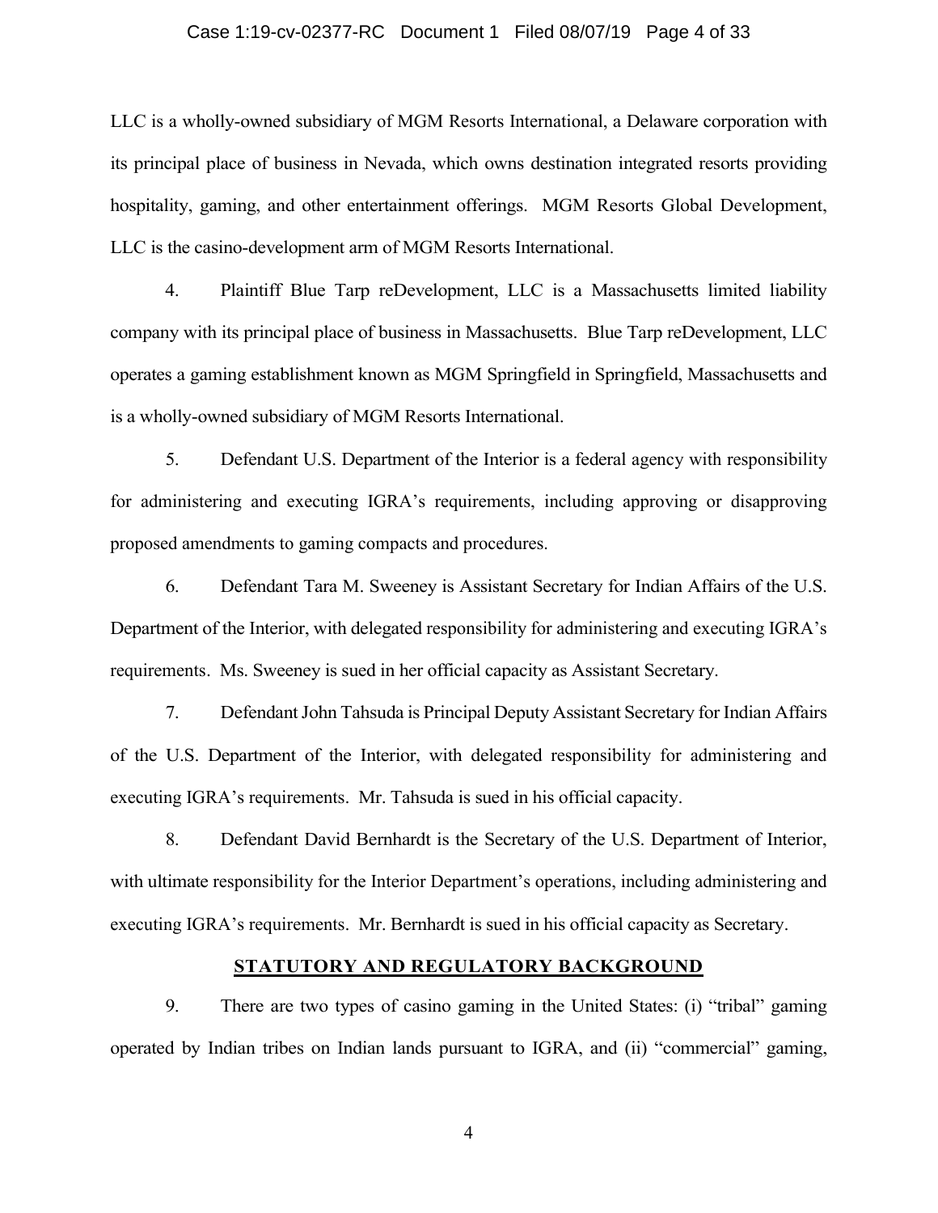LLC is a wholly-owned subsidiary of MGM Resorts International, a Delaware corporation with its principal place of business in Nevada, which owns destination integrated resorts providing hospitality, gaming, and other entertainment offerings. MGM Resorts Global Development, LLC is the casino-development arm of MGM Resorts International.

4. Plaintiff Blue Tarp reDevelopment, LLC is a Massachusetts limited liability company with its principal place of business in Massachusetts. Blue Tarp reDevelopment, LLC operates a gaming establishment known as MGM Springfield in Springfield, Massachusetts and is a wholly-owned subsidiary of MGM Resorts International.

5. Defendant U.S. Department of the Interior is a federal agency with responsibility for administering and executing IGRA's requirements, including approving or disapproving proposed amendments to gaming compacts and procedures.

6. Defendant Tara M. Sweeney is Assistant Secretary for Indian Affairs of the U.S. Department of the Interior, with delegated responsibility for administering and executing IGRA's requirements. Ms. Sweeney is sued in her official capacity as Assistant Secretary.

7. Defendant John Tahsuda is Principal Deputy Assistant Secretary for Indian Affairs of the U.S. Department of the Interior, with delegated responsibility for administering and executing IGRA's requirements. Mr. Tahsuda is sued in his official capacity.

8. Defendant David Bernhardt is the Secretary of the U.S. Department of Interior, with ultimate responsibility for the Interior Department's operations, including administering and executing IGRA's requirements. Mr. Bernhardt is sued in his official capacity as Secretary.

## STATUTORY AND REGULATORY BACKGROUND

9. There are two types of casino gaming in the United States: (i) "tribal" gaming operated by Indian tribes on Indian lands pursuant to IGRA, and (ii) "commercial" gaming,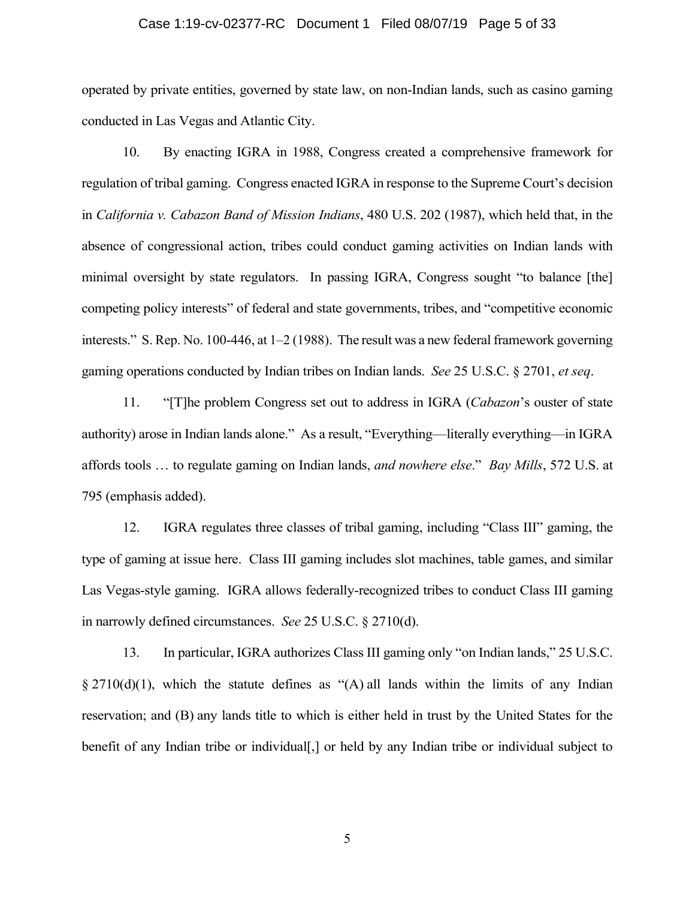operated by private entities, governed by state law, on non-Indian lands, such as casino gaming conducted in Las Vegas and Atlantic City.

10. By enacting IGRA in 1988, Congress created a comprehensive framework for regulation of tribal gaming. Congress enacted IGRA in response to the Supreme Court's decision in *California v. Cabazon Band of Mission Indians*, 480 U.S. 202 (1987), which held that, in the absence of congressional action, tribes could conduct gaming activities on Indian lands with minimal oversight by state regulators. In passing IGRA, Congress sought "to balance [the] competing policy interests" of federal and state governments, tribes, and "competitive economic interests." S. Rep. No. 100-446, at 1–2 (1988). The result was a new federal framework governing gaming operations conducted by Indian tribes on Indian lands. *See* 25 U.S.C. § 2701, *et seq*.

11. "[T]he problem Congress set out to address in IGRA (*Cabazon*'s ouster of state authority) arose in Indian lands alone." As a result, "Everything—literally everything—in IGRA affords tools … to regulate gaming on Indian lands, *and nowhere else*." *Bay Mills*, 572 U.S. at 795 (emphasis added).

12. IGRA regulates three classes of tribal gaming, including "Class III" gaming, the type of gaming at issue here. Class III gaming includes slot machines, table games, and similar Las Vegas-style gaming. IGRA allows federally-recognized tribes to conduct Class III gaming in narrowly defined circumstances. *See* 25 U.S.C. § 2710(d).

13. In particular, IGRA authorizes Class III gaming only "on Indian lands," 25 U.S.C. § 2710(d)(1), which the statute defines as "(A) all lands within the limits of any Indian reservation; and (B) any lands title to which is either held in trust by the United States for the benefit of any Indian tribe or individual[,] or held by any Indian tribe or individual subject to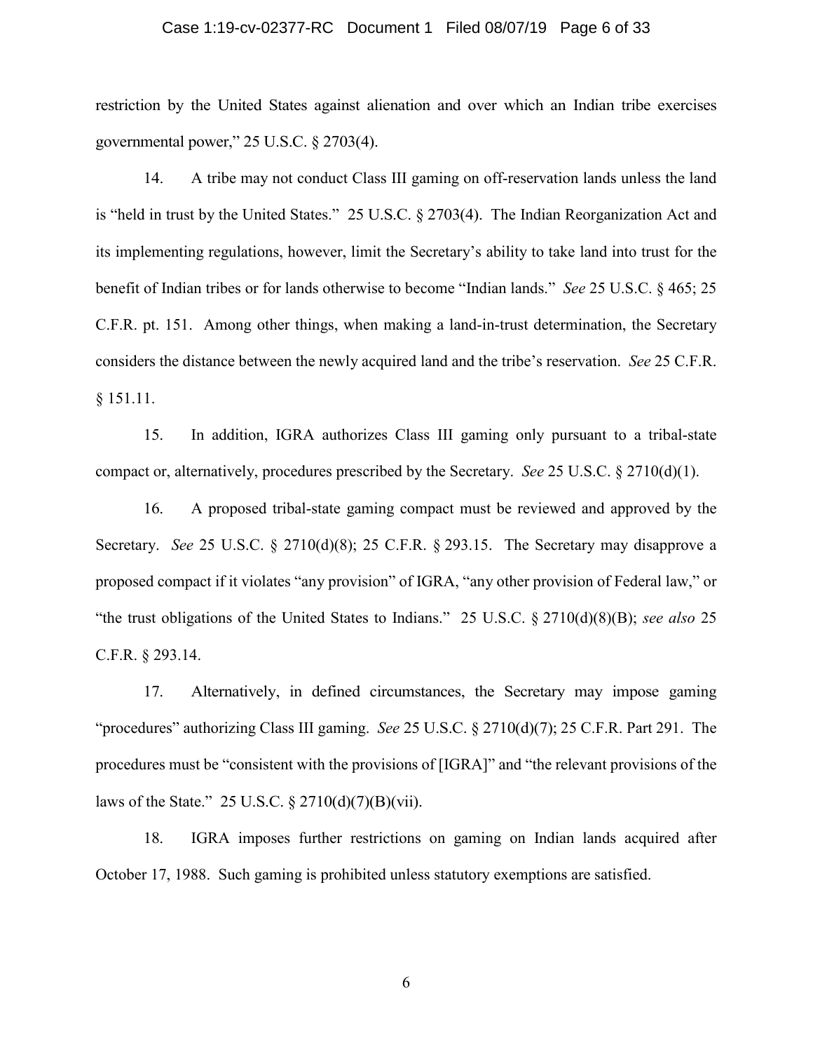restriction by the United States against alienation and over which an Indian tribe exercises governmental power," 25 U.S.C. § 2703(4).

14. A tribe may not conduct Class III gaming on off-reservation lands unless the land is "held in trust by the United States." 25 U.S.C. § 2703(4). The Indian Reorganization Act and its implementing regulations, however, limit the Secretary's ability to take land into trust for the benefit of Indian tribes or for lands otherwise to become "Indian lands." *See* 25 U.S.C. § 465; 25 C.F.R. pt. 151. Among other things, when making a land-in-trust determination, the Secretary considers the distance between the newly acquired land and the tribe's reservation. *See* 25 C.F.R. § 151.11.

15. In addition, IGRA authorizes Class III gaming only pursuant to a tribal-state compact or, alternatively, procedures prescribed by the Secretary. *See* 25 U.S.C. § 2710(d)(1).

16. A proposed tribal-state gaming compact must be reviewed and approved by the Secretary. *See* 25 U.S.C. § 2710(d)(8); 25 C.F.R. § 293.15. The Secretary may disapprove a proposed compact if it violates "any provision" of IGRA, "any other provision of Federal law," or "the trust obligations of the United States to Indians." 25 U.S.C. § 2710(d)(8)(B); *see also* 25 C.F.R. § 293.14.

17. Alternatively, in defined circumstances, the Secretary may impose gaming "procedures" authorizing Class III gaming. *See* 25 U.S.C. § 2710(d)(7); 25 C.F.R. Part 291. The procedures must be "consistent with the provisions of [IGRA]" and "the relevant provisions of the laws of the State." 25 U.S.C. § 2710(d)(7)(B)(vii).

18. IGRA imposes further restrictions on gaming on Indian lands acquired after October 17, 1988. Such gaming is prohibited unless statutory exemptions are satisfied.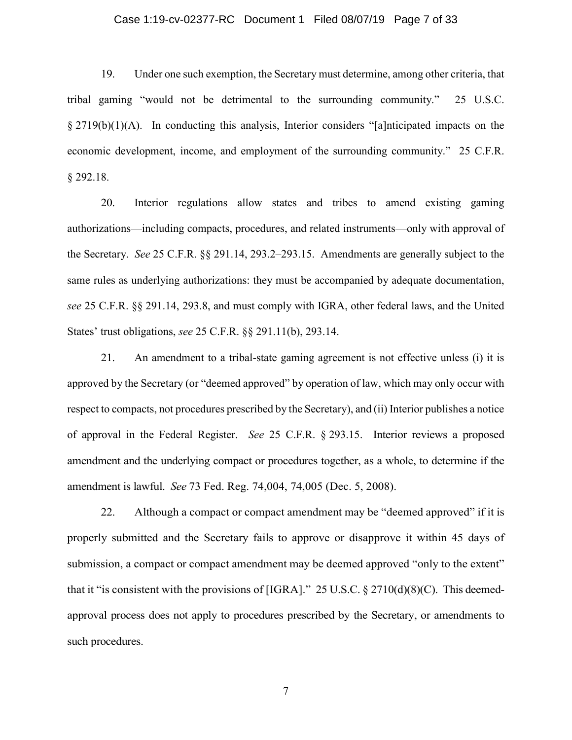19. Under one such exemption, the Secretary must determine, among other criteria, that tribal gaming "would not be detrimental to the surrounding community." 25 U.S.C. § 2719(b)(1)(A). In conducting this analysis, Interior considers "[a]nticipated impacts on the economic development, income, and employment of the surrounding community." 25 C.F.R. § 292.18.

20. Interior regulations allow states and tribes to amend existing gaming authorizations—including compacts, procedures, and related instruments—only with approval of the Secretary. *See* 25 C.F.R. §§ 291.14, 293.2–293.15. Amendments are generally subject to the same rules as underlying authorizations: they must be accompanied by adequate documentation, *see* 25 C.F.R. §§ 291.14, 293.8, and must comply with IGRA, other federal laws, and the United States' trust obligations, *see* 25 C.F.R. §§ 291.11(b), 293.14.

21. An amendment to a tribal-state gaming agreement is not effective unless (i) it is approved by the Secretary (or "deemed approved" by operation of law, which may only occur with respect to compacts, not procedures prescribed by the Secretary), and (ii) Interior publishes a notice of approval in the Federal Register. *See* 25 C.F.R. § 293.15. Interior reviews a proposed amendment and the underlying compact or procedures together, as a whole, to determine if the amendment is lawful. *See* 73 Fed. Reg. 74,004, 74,005 (Dec. 5, 2008).

22. Although a compact or compact amendment may be "deemed approved" if it is properly submitted and the Secretary fails to approve or disapprove it within 45 days of submission, a compact or compact amendment may be deemed approved "only to the extent" that it "is consistent with the provisions of [IGRA]." 25 U.S.C. § 2710(d)(8)(C). This deemed-approval process does not apply to procedures prescribed by the Secretary, or amendments to such procedures.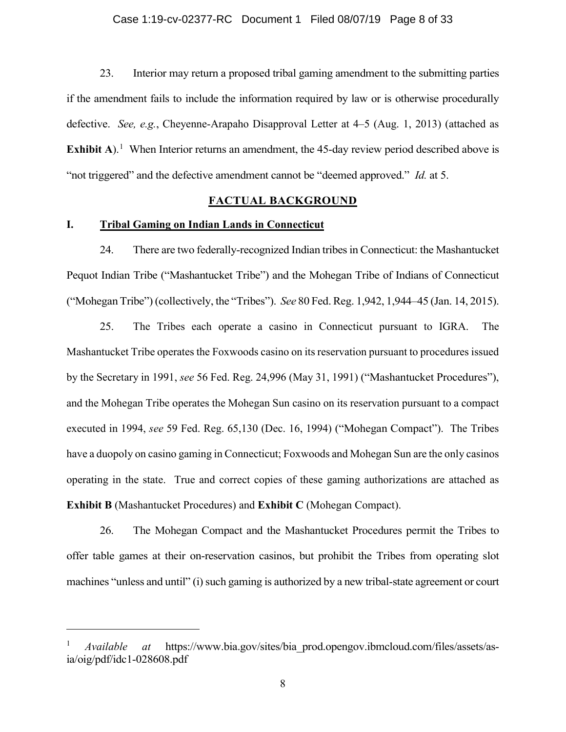23. Interior may return a proposed tribal gaming amendment to the submitting parties if the amendment fails to include the information required by law or is otherwise procedurally defective. *See, e.g.*, Cheyenne-Arapaho Disapproval Letter at 4–5 (Aug. 1, 2013) (attached as **Exhibit A**).[1] When Interior returns an amendment, the 45-day review period described above is "not triggered" and the defective amendment cannot be "deemed approved." *Id.* at 5.

## FACTUAL BACKGROUND

### I. Tribal Gaming on Indian Lands in Connecticut

24. There are two federally-recognized Indian tribes in Connecticut: the Mashantucket Pequot Indian Tribe ("Mashantucket Tribe") and the Mohegan Tribe of Indians of Connecticut ("Mohegan Tribe") (collectively, the "Tribes"). *See* 80 Fed. Reg. 1,942, 1,944–45 (Jan. 14, 2015).

25. The Tribes each operate a casino in Connecticut pursuant to IGRA. The Mashantucket Tribe operates the Foxwoods casino on its reservation pursuant to procedures issued by the Secretary in 1991, *see* 56 Fed. Reg. 24,996 (May 31, 1991) ("Mashantucket Procedures"), and the Mohegan Tribe operates the Mohegan Sun casino on its reservation pursuant to a compact executed in 1994, *see* 59 Fed. Reg. 65,130 (Dec. 16, 1994) ("Mohegan Compact"). The Tribes have a duopoly on casino gaming in Connecticut; Foxwoods and Mohegan Sun are the only casinos operating in the state. True and correct copies of these gaming authorizations are attached as **Exhibit B** (Mashantucket Procedures) and **Exhibit C** (Mohegan Compact).

26. The Mohegan Compact and the Mashantucket Procedures permit the Tribes to offer table games at their on-reservation casinos, but prohibit the Tribes from operating slot machines "unless and until" (i) such gaming is authorized by a new tribal-state agreement or court

---

[1] *Available at* https://www.bia.gov/sites/bia_prod.opengov.ibmcloud.com/files/assets/as-ia/oig/pdf/idc1-028608.pdf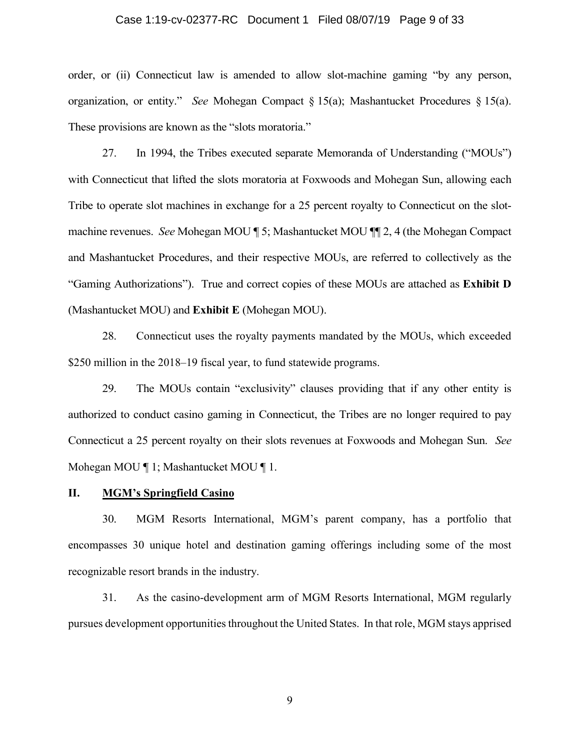order, or (ii) Connecticut law is amended to allow slot-machine gaming "by any person, organization, or entity." *See* Mohegan Compact § 15(a); Mashantucket Procedures § 15(a). These provisions are known as the "slots moratoria."

27. In 1994, the Tribes executed separate Memoranda of Understanding ("MOUs") with Connecticut that lifted the slots moratoria at Foxwoods and Mohegan Sun, allowing each Tribe to operate slot machines in exchange for a 25 percent royalty to Connecticut on the slot-machine revenues. *See* Mohegan MOU ¶ 5; Mashantucket MOU ¶¶ 2, 4 (the Mohegan Compact and Mashantucket Procedures, and their respective MOUs, are referred to collectively as the "Gaming Authorizations"). True and correct copies of these MOUs are attached as **Exhibit D** (Mashantucket MOU) and **Exhibit E** (Mohegan MOU).

28. Connecticut uses the royalty payments mandated by the MOUs, which exceeded $250 million in the 2018–19 fiscal year, to fund statewide programs.

29. The MOUs contain "exclusivity" clauses providing that if any other entity is authorized to conduct casino gaming in Connecticut, the Tribes are no longer required to pay Connecticut a 25 percent royalty on their slots revenues at Foxwoods and Mohegan Sun. *See* Mohegan MOU ¶ 1; Mashantucket MOU ¶ 1.

## II. MGM's Springfield Casino

30. MGM Resorts International, MGM's parent company, has a portfolio that encompasses 30 unique hotel and destination gaming offerings including some of the most recognizable resort brands in the industry.

31. As the casino-development arm of MGM Resorts International, MGM regularly pursues development opportunities throughout the United States. In that role, MGM stays apprised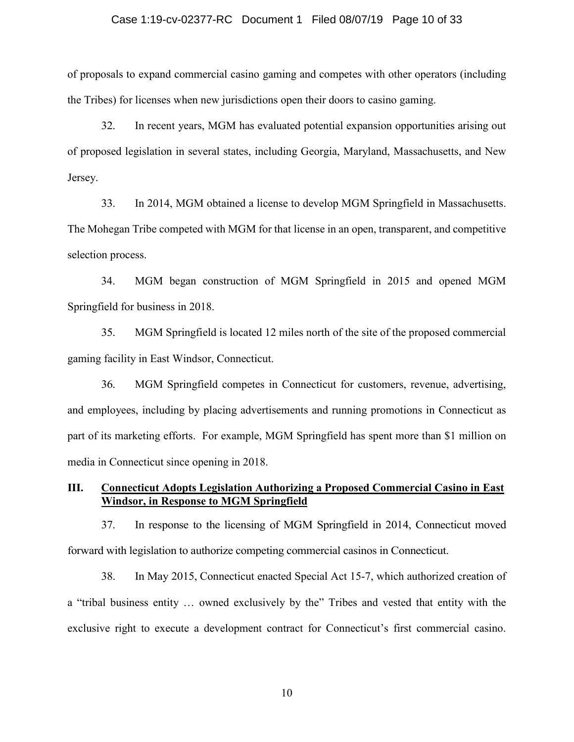of proposals to expand commercial casino gaming and competes with other operators (including the Tribes) for licenses when new jurisdictions open their doors to casino gaming.

32. In recent years, MGM has evaluated potential expansion opportunities arising out of proposed legislation in several states, including Georgia, Maryland, Massachusetts, and New Jersey.

33. In 2014, MGM obtained a license to develop MGM Springfield in Massachusetts. The Mohegan Tribe competed with MGM for that license in an open, transparent, and competitive selection process.

34. MGM began construction of MGM Springfield in 2015 and opened MGM Springfield for business in 2018.

35. MGM Springfield is located 12 miles north of the site of the proposed commercial gaming facility in East Windsor, Connecticut.

36. MGM Springfield competes in Connecticut for customers, revenue, advertising, and employees, including by placing advertisements and running promotions in Connecticut as part of its marketing efforts. For example, MGM Springfield has spent more than $1 million on media in Connecticut since opening in 2018.

## III. Connecticut Adopts Legislation Authorizing a Proposed Commercial Casino in East Windsor, in Response to MGM Springfield

37. In response to the licensing of MGM Springfield in 2014, Connecticut moved forward with legislation to authorize competing commercial casinos in Connecticut.

38. In May 2015, Connecticut enacted Special Act 15-7, which authorized creation of a "tribal business entity … owned exclusively by the" Tribes and vested that entity with the exclusive right to execute a development contract for Connecticut's first commercial casino.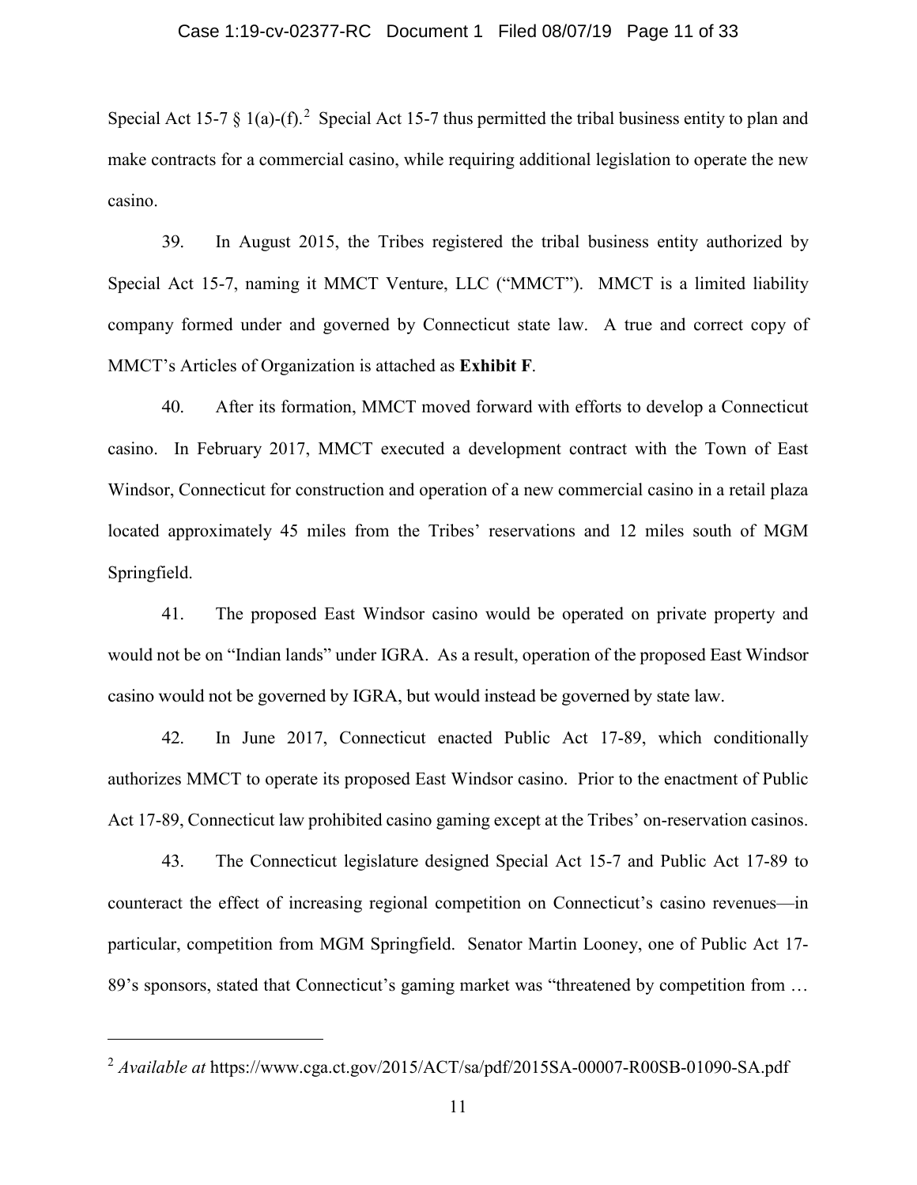Special Act 15-7 § 1(a)-(f).[2] Special Act 15-7 thus permitted the tribal business entity to plan and make contracts for a commercial casino, while requiring additional legislation to operate the new casino.

39. In August 2015, the Tribes registered the tribal business entity authorized by Special Act 15-7, naming it MMCT Venture, LLC ("MMCT"). MMCT is a limited liability company formed under and governed by Connecticut state law. A true and correct copy of MMCT's Articles of Organization is attached as **Exhibit F**.

40. After its formation, MMCT moved forward with efforts to develop a Connecticut casino. In February 2017, MMCT executed a development contract with the Town of East Windsor, Connecticut for construction and operation of a new commercial casino in a retail plaza located approximately 45 miles from the Tribes' reservations and 12 miles south of MGM Springfield.

41. The proposed East Windsor casino would be operated on private property and would not be on "Indian lands" under IGRA. As a result, operation of the proposed East Windsor casino would not be governed by IGRA, but would instead be governed by state law.

42. In June 2017, Connecticut enacted Public Act 17-89, which conditionally authorizes MMCT to operate its proposed East Windsor casino. Prior to the enactment of Public Act 17-89, Connecticut law prohibited casino gaming except at the Tribes' on-reservation casinos.

43. The Connecticut legislature designed Special Act 15-7 and Public Act 17-89 to counteract the effect of increasing regional competition on Connecticut's casino revenues—in particular, competition from MGM Springfield. Senator Martin Looney, one of Public Act 17-89's sponsors, stated that Connecticut's gaming market was "threatened by competition from …

---

[2] *Available at* https://www.cga.ct.gov/2015/ACT/sa/pdf/2015SA-00007-R00SB-01090-SA.pdf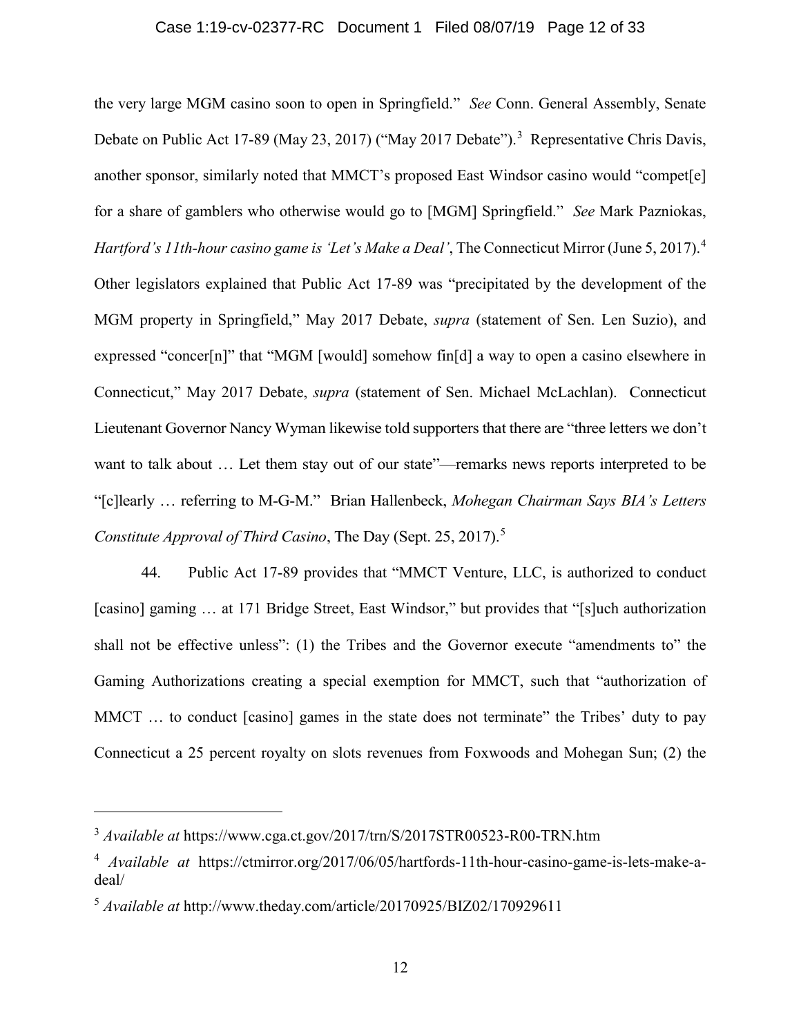the very large MGM casino soon to open in Springfield." *See* Conn. General Assembly, Senate Debate on Public Act 17-89 (May 23, 2017) ("May 2017 Debate").[3] Representative Chris Davis, another sponsor, similarly noted that MMCT's proposed East Windsor casino would "compet[e] for a share of gamblers who otherwise would go to [MGM] Springfield." *See* Mark Pazniokas, *Hartford's 11th-hour casino game is 'Let's Make a Deal'*, The Connecticut Mirror (June 5, 2017).[4] Other legislators explained that Public Act 17-89 was "precipitated by the development of the MGM property in Springfield," May 2017 Debate, *supra* (statement of Sen. Len Suzio), and expressed "concer[n]" that "MGM [would] somehow fin[d] a way to open a casino elsewhere in Connecticut," May 2017 Debate, *supra* (statement of Sen. Michael McLachlan). Connecticut Lieutenant Governor Nancy Wyman likewise told supporters that there are "three letters we don't want to talk about … Let them stay out of our state"—remarks news reports interpreted to be "[c]learly … referring to M-G-M." Brian Hallenbeck, *Mohegan Chairman Says BIA's Letters Constitute Approval of Third Casino*, The Day (Sept. 25, 2017).[5]

44. Public Act 17-89 provides that "MMCT Venture, LLC, is authorized to conduct [casino] gaming … at 171 Bridge Street, East Windsor," but provides that "[s]uch authorization shall not be effective unless": (1) the Tribes and the Governor execute "amendments to" the Gaming Authorizations creating a special exemption for MMCT, such that "authorization of MMCT … to conduct [casino] games in the state does not terminate" the Tribes' duty to pay Connecticut a 25 percent royalty on slots revenues from Foxwoods and Mohegan Sun; (2) the

---

[3] *Available at* https://www.cga.ct.gov/2017/trn/S/2017STR00523-R00-TRN.htm

[4] *Available at* https://ctmirror.org/2017/06/05/hartfords-11th-hour-casino-game-is-lets-make-a-deal/

[5] *Available at* http://www.theday.com/article/20170925/BIZ02/170929611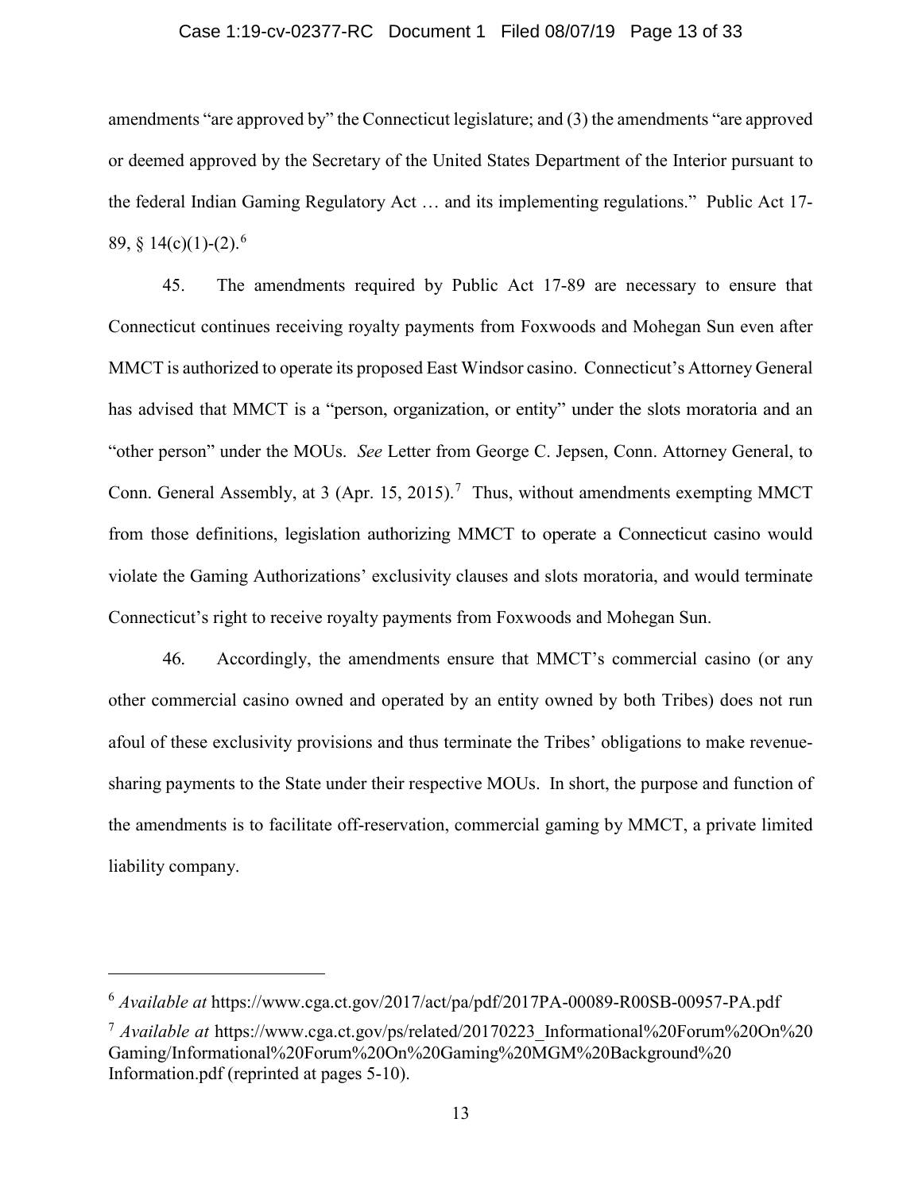amendments "are approved by" the Connecticut legislature; and (3) the amendments "are approved or deemed approved by the Secretary of the United States Department of the Interior pursuant to the federal Indian Gaming Regulatory Act … and its implementing regulations." Public Act 17-89, § 14(c)(1)-(2).[6]

45. The amendments required by Public Act 17-89 are necessary to ensure that Connecticut continues receiving royalty payments from Foxwoods and Mohegan Sun even after MMCT is authorized to operate its proposed East Windsor casino. Connecticut's Attorney General has advised that MMCT is a "person, organization, or entity" under the slots moratoria and an "other person" under the MOUs. *See* Letter from George C. Jepsen, Conn. Attorney General, to Conn. General Assembly, at 3 (Apr. 15, 2015).[7] Thus, without amendments exempting MMCT from those definitions, legislation authorizing MMCT to operate a Connecticut casino would violate the Gaming Authorizations' exclusivity clauses and slots moratoria, and would terminate Connecticut's right to receive royalty payments from Foxwoods and Mohegan Sun.

46. Accordingly, the amendments ensure that MMCT's commercial casino (or any other commercial casino owned and operated by an entity owned by both Tribes) does not run afoul of these exclusivity provisions and thus terminate the Tribes' obligations to make revenue-sharing payments to the State under their respective MOUs. In short, the purpose and function of the amendments is to facilitate off-reservation, commercial gaming by MMCT, a private limited liability company.

---

[6] *Available at* https://www.cga.ct.gov/2017/act/pa/pdf/2017PA-00089-R00SB-00957-PA.pdf

[7] *Available at* https://www.cga.ct.gov/ps/related/20170223_Informational%20Forum%20On%20Gaming/Informational%20Forum%20On%20Gaming%20MGM%20Background%20Information.pdf (reprinted at pages 5-10).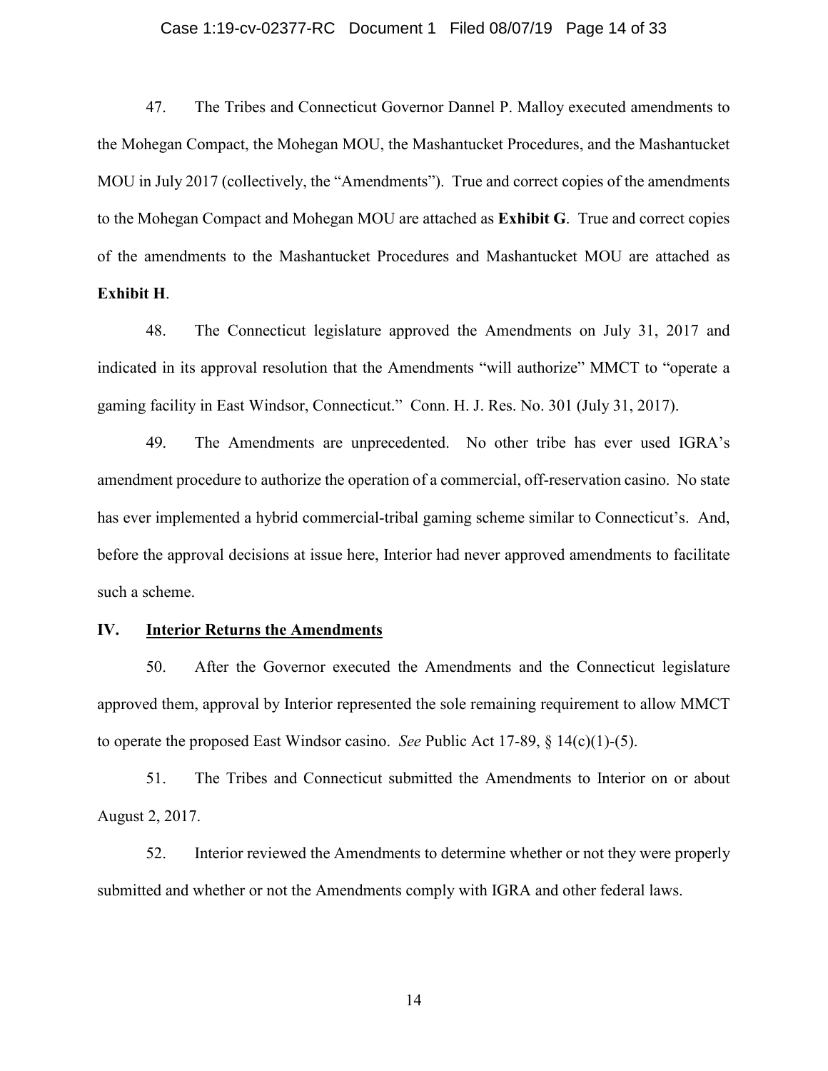47. The Tribes and Connecticut Governor Dannel P. Malloy executed amendments to the Mohegan Compact, the Mohegan MOU, the Mashantucket Procedures, and the Mashantucket MOU in July 2017 (collectively, the "Amendments"). True and correct copies of the amendments to the Mohegan Compact and Mohegan MOU are attached as **Exhibit G**. True and correct copies of the amendments to the Mashantucket Procedures and Mashantucket MOU are attached as **Exhibit H**.

48. The Connecticut legislature approved the Amendments on July 31, 2017 and indicated in its approval resolution that the Amendments "will authorize" MMCT to "operate a gaming facility in East Windsor, Connecticut." Conn. H. J. Res. No. 301 (July 31, 2017).

49. The Amendments are unprecedented. No other tribe has ever used IGRA's amendment procedure to authorize the operation of a commercial, off-reservation casino. No state has ever implemented a hybrid commercial-tribal gaming scheme similar to Connecticut's. And, before the approval decisions at issue here, Interior had never approved amendments to facilitate such a scheme.

## IV. Interior Returns the Amendments

50. After the Governor executed the Amendments and the Connecticut legislature approved them, approval by Interior represented the sole remaining requirement to allow MMCT to operate the proposed East Windsor casino. *See* Public Act 17-89, § 14(c)(1)-(5).

51. The Tribes and Connecticut submitted the Amendments to Interior on or about August 2, 2017.

52. Interior reviewed the Amendments to determine whether or not they were properly submitted and whether or not the Amendments comply with IGRA and other federal laws.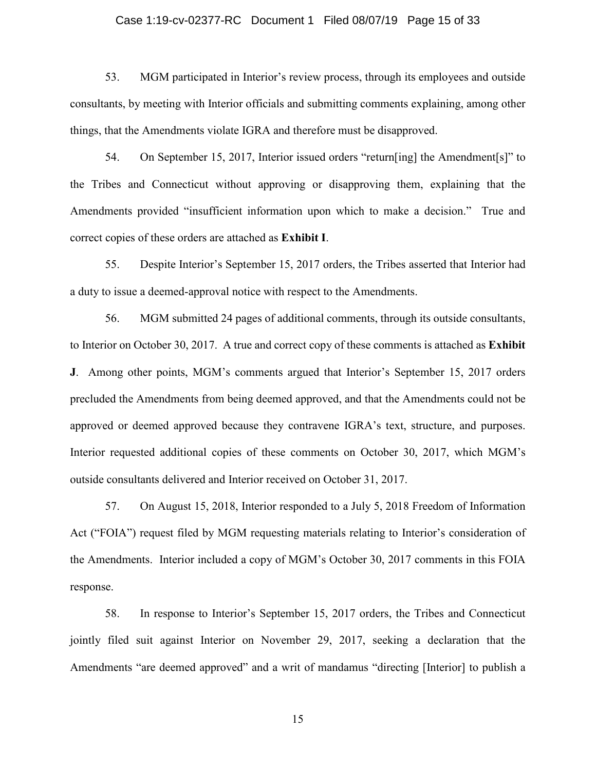53. MGM participated in Interior's review process, through its employees and outside consultants, by meeting with Interior officials and submitting comments explaining, among other things, that the Amendments violate IGRA and therefore must be disapproved.

54. On September 15, 2017, Interior issued orders "return[ing] the Amendment[s]" to the Tribes and Connecticut without approving or disapproving them, explaining that the Amendments provided "insufficient information upon which to make a decision." True and correct copies of these orders are attached as **Exhibit I**.

55. Despite Interior's September 15, 2017 orders, the Tribes asserted that Interior had a duty to issue a deemed-approval notice with respect to the Amendments.

56. MGM submitted 24 pages of additional comments, through its outside consultants, to Interior on October 30, 2017. A true and correct copy of these comments is attached as **Exhibit J**. Among other points, MGM's comments argued that Interior's September 15, 2017 orders precluded the Amendments from being deemed approved, and that the Amendments could not be approved or deemed approved because they contravene IGRA's text, structure, and purposes. Interior requested additional copies of these comments on October 30, 2017, which MGM's outside consultants delivered and Interior received on October 31, 2017.

57. On August 15, 2018, Interior responded to a July 5, 2018 Freedom of Information Act ("FOIA") request filed by MGM requesting materials relating to Interior's consideration of the Amendments. Interior included a copy of MGM's October 30, 2017 comments in this FOIA response.

58. In response to Interior's September 15, 2017 orders, the Tribes and Connecticut jointly filed suit against Interior on November 29, 2017, seeking a declaration that the Amendments "are deemed approved" and a writ of mandamus "directing [Interior] to publish a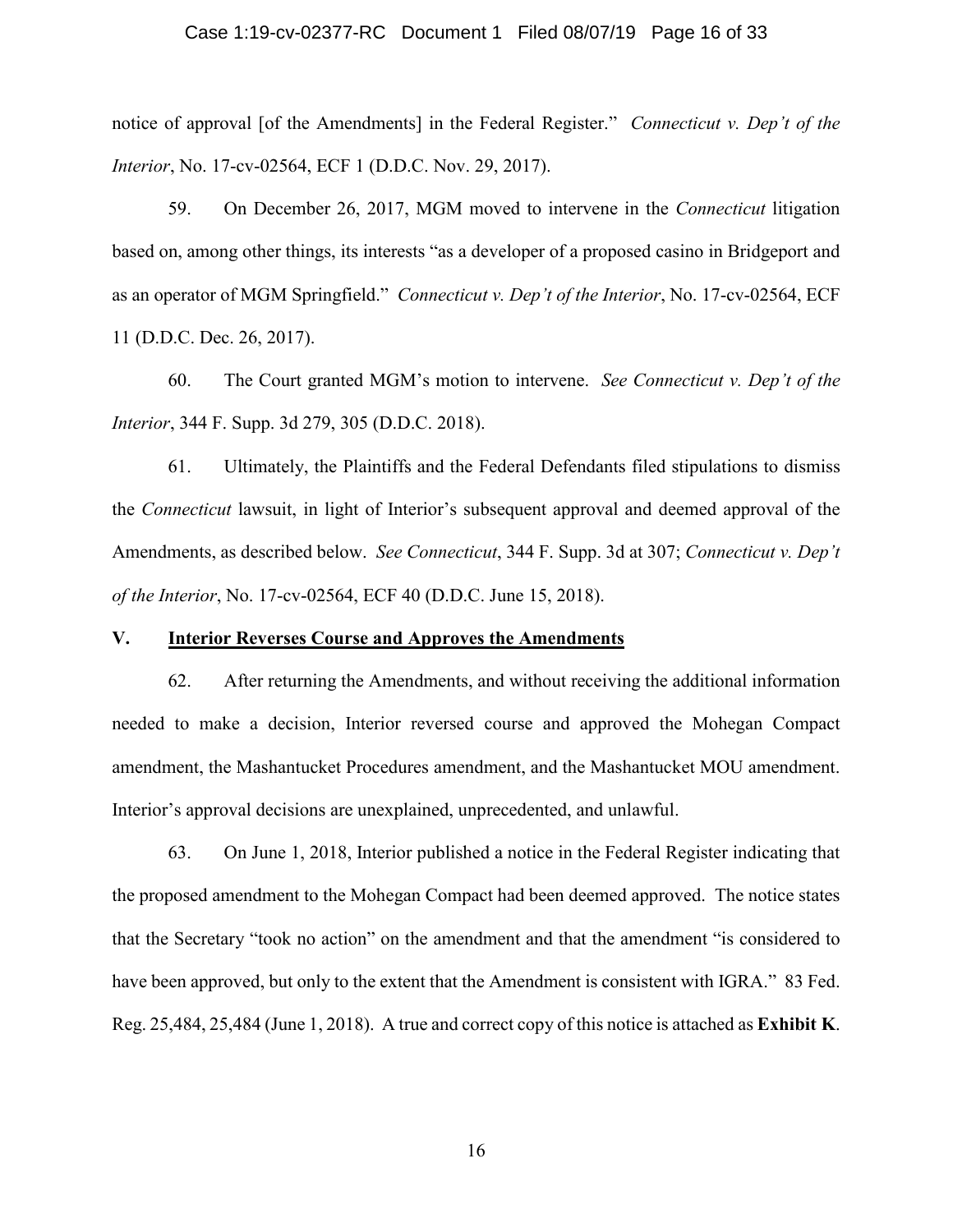notice of approval [of the Amendments] in the Federal Register." *Connecticut v. Dep't of the Interior*, No. 17-cv-02564, ECF 1 (D.D.C. Nov. 29, 2017).

59. On December 26, 2017, MGM moved to intervene in the *Connecticut* litigation based on, among other things, its interests "as a developer of a proposed casino in Bridgeport and as an operator of MGM Springfield." *Connecticut v. Dep't of the Interior*, No. 17-cv-02564, ECF 11 (D.D.C. Dec. 26, 2017).

60. The Court granted MGM's motion to intervene. *See Connecticut v. Dep't of the Interior*, 344 F. Supp. 3d 279, 305 (D.D.C. 2018).

61. Ultimately, the Plaintiffs and the Federal Defendants filed stipulations to dismiss the *Connecticut* lawsuit, in light of Interior's subsequent approval and deemed approval of the Amendments, as described below. *See Connecticut*, 344 F. Supp. 3d at 307; *Connecticut v. Dep't of the Interior*, No. 17-cv-02564, ECF 40 (D.D.C. June 15, 2018).

## V. Interior Reverses Course and Approves the Amendments

62. After returning the Amendments, and without receiving the additional information needed to make a decision, Interior reversed course and approved the Mohegan Compact amendment, the Mashantucket Procedures amendment, and the Mashantucket MOU amendment. Interior's approval decisions are unexplained, unprecedented, and unlawful.

63. On June 1, 2018, Interior published a notice in the Federal Register indicating that the proposed amendment to the Mohegan Compact had been deemed approved. The notice states that the Secretary "took no action" on the amendment and that the amendment "is considered to have been approved, but only to the extent that the Amendment is consistent with IGRA." 83 Fed. Reg. 25,484, 25,484 (June 1, 2018). A true and correct copy of this notice is attached as **Exhibit K**.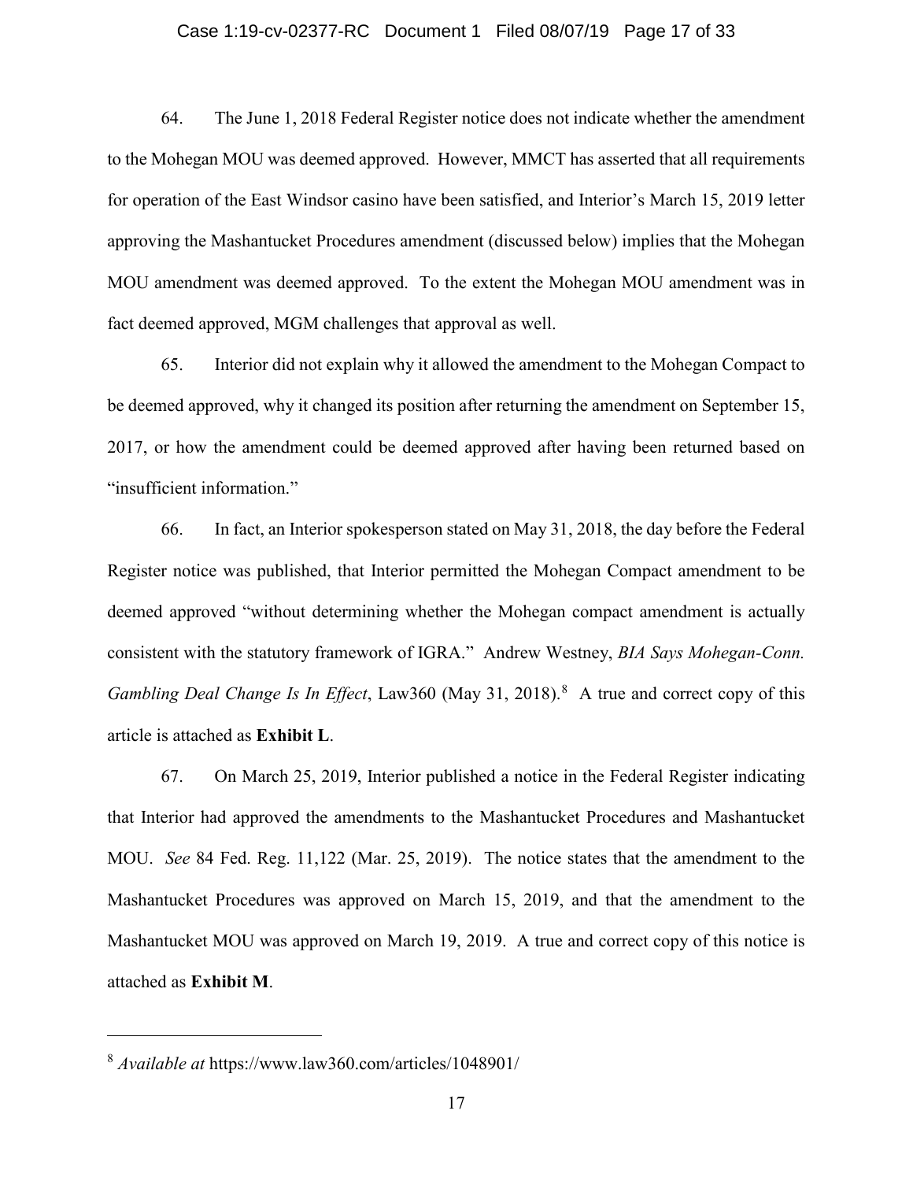64. The June 1, 2018 Federal Register notice does not indicate whether the amendment to the Mohegan MOU was deemed approved. However, MMCT has asserted that all requirements for operation of the East Windsor casino have been satisfied, and Interior's March 15, 2019 letter approving the Mashantucket Procedures amendment (discussed below) implies that the Mohegan MOU amendment was deemed approved. To the extent the Mohegan MOU amendment was in fact deemed approved, MGM challenges that approval as well.

65. Interior did not explain why it allowed the amendment to the Mohegan Compact to be deemed approved, why it changed its position after returning the amendment on September 15, 2017, or how the amendment could be deemed approved after having been returned based on "insufficient information."

66. In fact, an Interior spokesperson stated on May 31, 2018, the day before the Federal Register notice was published, that Interior permitted the Mohegan Compact amendment to be deemed approved "without determining whether the Mohegan compact amendment is actually consistent with the statutory framework of IGRA." Andrew Westney, *BIA Says Mohegan-Conn. Gambling Deal Change Is In Effect*, Law360 (May 31, 2018).[8] A true and correct copy of this article is attached as **Exhibit L**.

67. On March 25, 2019, Interior published a notice in the Federal Register indicating that Interior had approved the amendments to the Mashantucket Procedures and Mashantucket MOU. *See* 84 Fed. Reg. 11,122 (Mar. 25, 2019). The notice states that the amendment to the Mashantucket Procedures was approved on March 15, 2019, and that the amendment to the Mashantucket MOU was approved on March 19, 2019. A true and correct copy of this notice is attached as **Exhibit M**.

---

[8] *Available at* https://www.law360.com/articles/1048901/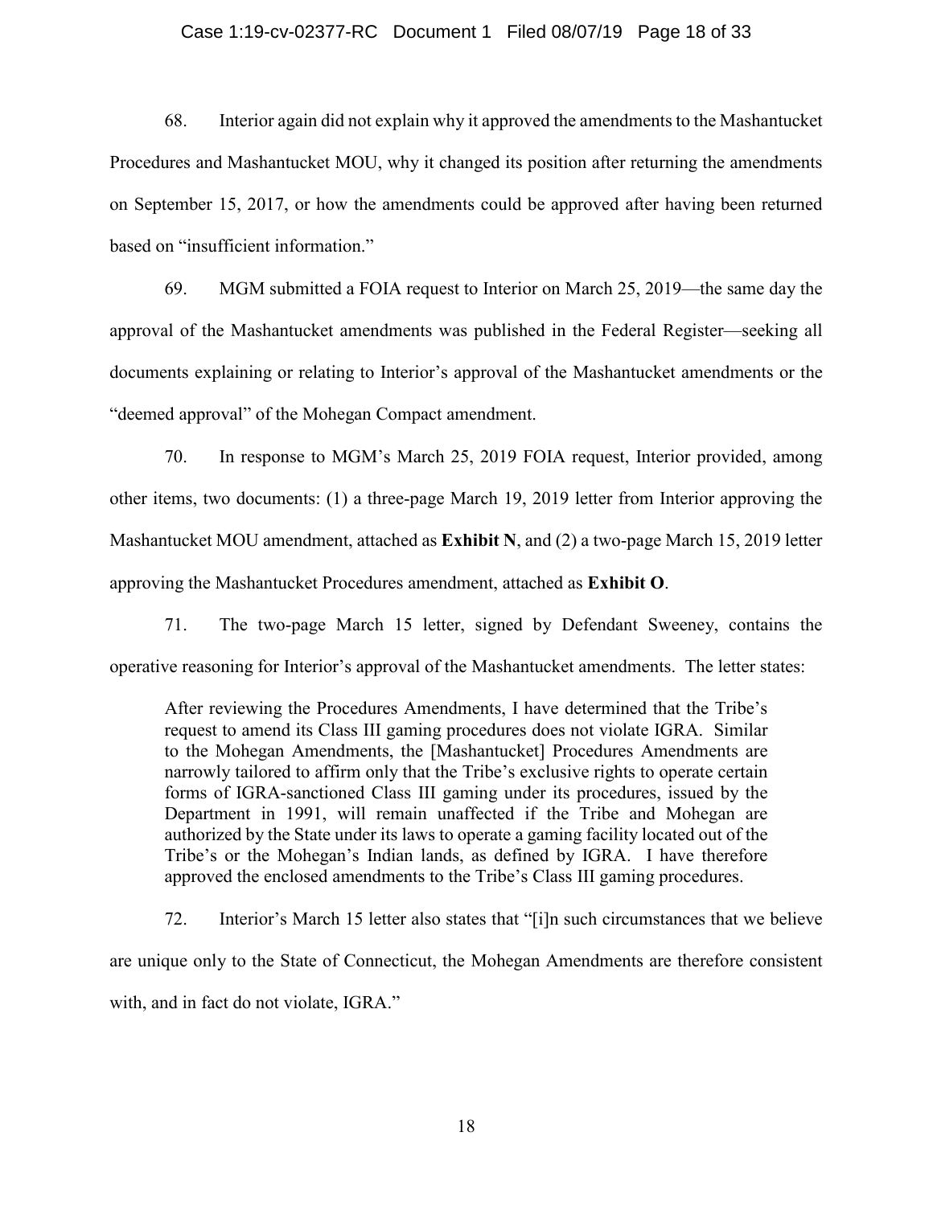68. Interior again did not explain why it approved the amendments to the Mashantucket Procedures and Mashantucket MOU, why it changed its position after returning the amendments on September 15, 2017, or how the amendments could be approved after having been returned based on "insufficient information."

69. MGM submitted a FOIA request to Interior on March 25, 2019—the same day the approval of the Mashantucket amendments was published in the Federal Register—seeking all documents explaining or relating to Interior's approval of the Mashantucket amendments or the "deemed approval" of the Mohegan Compact amendment.

70. In response to MGM's March 25, 2019 FOIA request, Interior provided, among other items, two documents: (1) a three-page March 19, 2019 letter from Interior approving the Mashantucket MOU amendment, attached as **Exhibit N**, and (2) a two-page March 15, 2019 letter approving the Mashantucket Procedures amendment, attached as **Exhibit O**.

71. The two-page March 15 letter, signed by Defendant Sweeney, contains the operative reasoning for Interior's approval of the Mashantucket amendments. The letter states:

> After reviewing the Procedures Amendments, I have determined that the Tribe's request to amend its Class III gaming procedures does not violate IGRA. Similar to the Mohegan Amendments, the [Mashantucket] Procedures Amendments are narrowly tailored to affirm only that the Tribe's exclusive rights to operate certain forms of IGRA-sanctioned Class III gaming under its procedures, issued by the Department in 1991, will remain unaffected if the Tribe and Mohegan are authorized by the State under its laws to operate a gaming facility located out of the Tribe's or the Mohegan's Indian lands, as defined by IGRA. I have therefore approved the enclosed amendments to the Tribe's Class III gaming procedures.

72. Interior's March 15 letter also states that "[i]n such circumstances that we believe are unique only to the State of Connecticut, the Mohegan Amendments are therefore consistent with, and in fact do not violate, IGRA."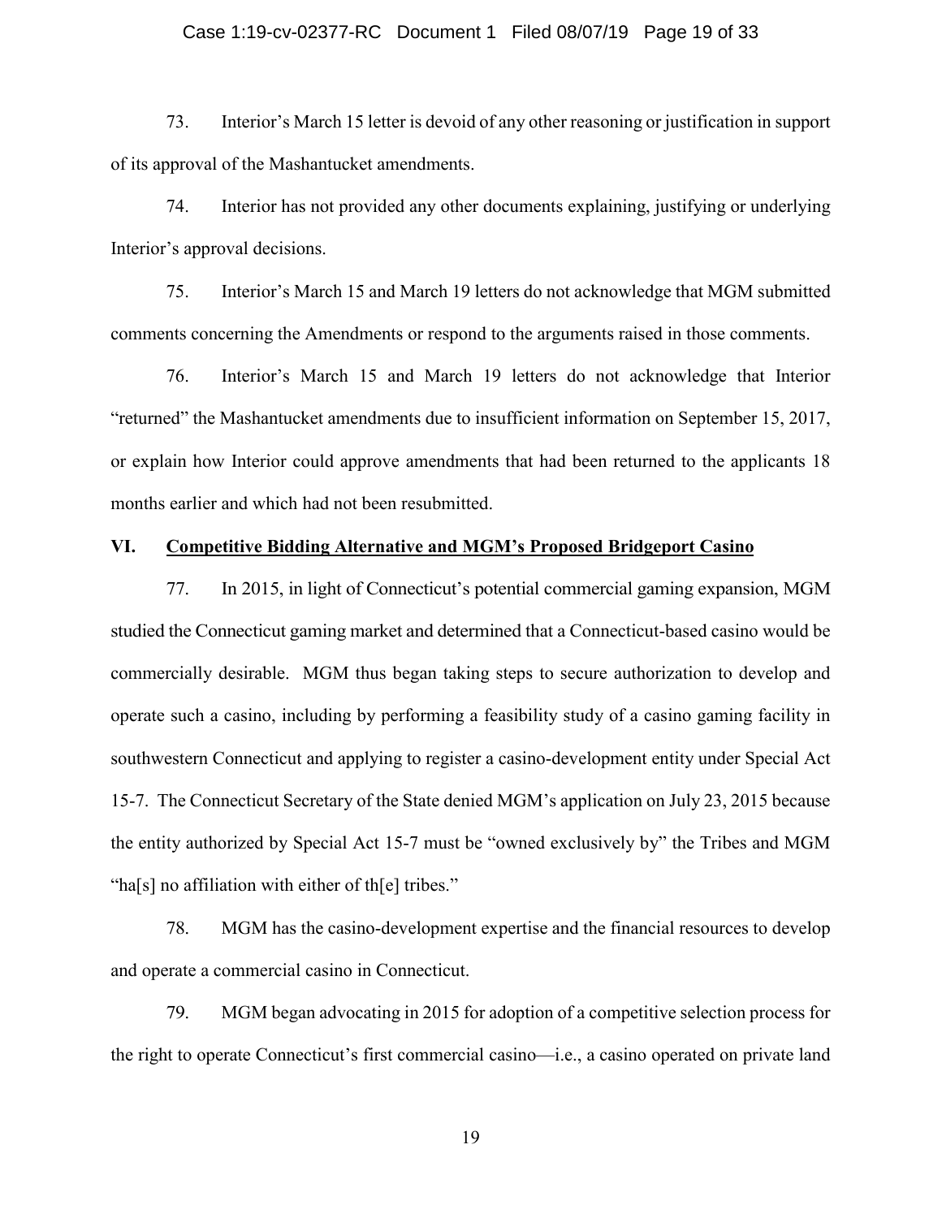73. Interior's March 15 letter is devoid of any other reasoning or justification in support of its approval of the Mashantucket amendments.

74. Interior has not provided any other documents explaining, justifying or underlying Interior's approval decisions.

75. Interior's March 15 and March 19 letters do not acknowledge that MGM submitted comments concerning the Amendments or respond to the arguments raised in those comments.

76. Interior's March 15 and March 19 letters do not acknowledge that Interior "returned" the Mashantucket amendments due to insufficient information on September 15, 2017, or explain how Interior could approve amendments that had been returned to the applicants 18 months earlier and which had not been resubmitted.

## VI. Competitive Bidding Alternative and MGM's Proposed Bridgeport Casino

77. In 2015, in light of Connecticut's potential commercial gaming expansion, MGM studied the Connecticut gaming market and determined that a Connecticut-based casino would be commercially desirable. MGM thus began taking steps to secure authorization to develop and operate such a casino, including by performing a feasibility study of a casino gaming facility in southwestern Connecticut and applying to register a casino-development entity under Special Act 15-7. The Connecticut Secretary of the State denied MGM's application on July 23, 2015 because the entity authorized by Special Act 15-7 must be "owned exclusively by" the Tribes and MGM "ha[s] no affiliation with either of th[e] tribes."

78. MGM has the casino-development expertise and the financial resources to develop and operate a commercial casino in Connecticut.

79. MGM began advocating in 2015 for adoption of a competitive selection process for the right to operate Connecticut's first commercial casino—i.e., a casino operated on private land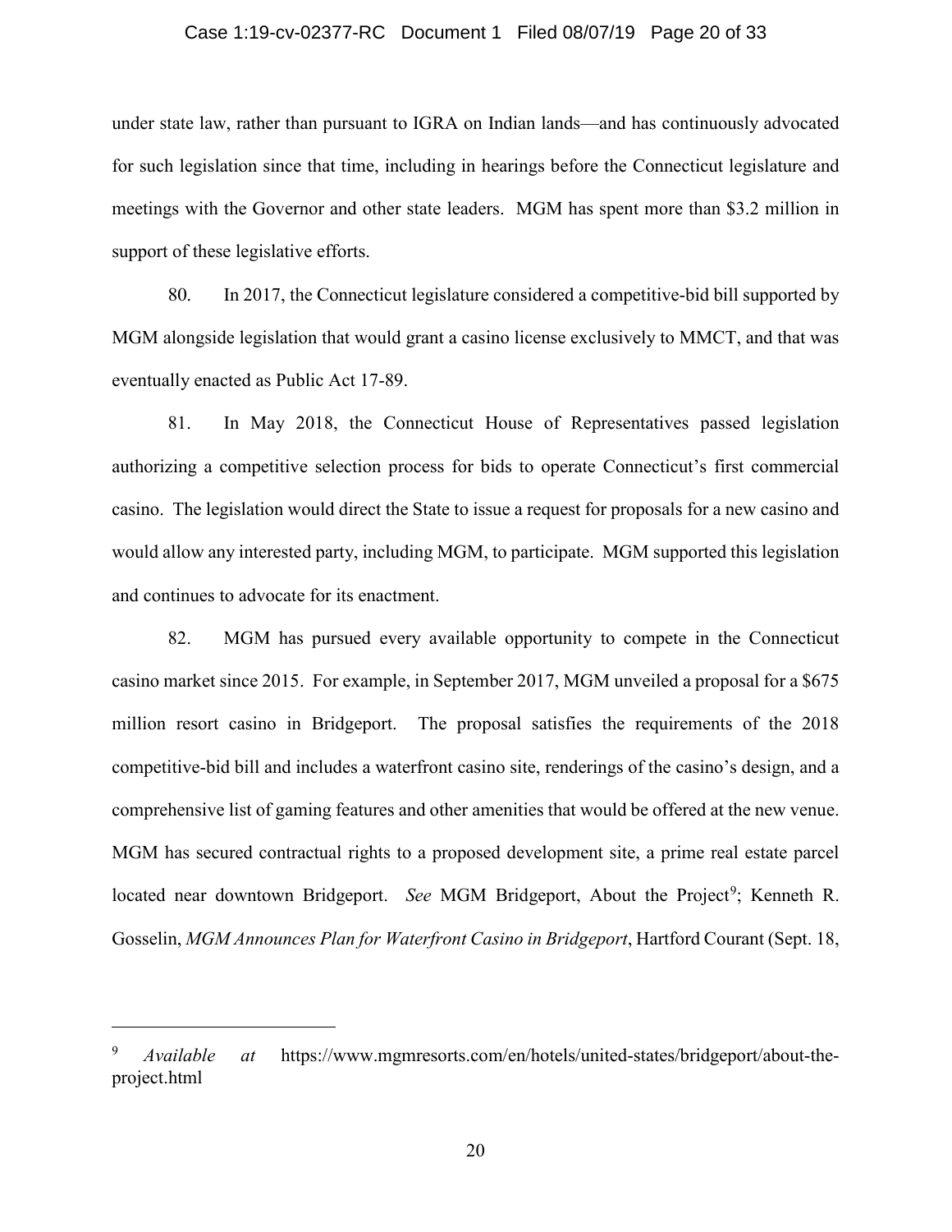under state law, rather than pursuant to IGRA on Indian lands—and has continuously advocated for such legislation since that time, including in hearings before the Connecticut legislature and meetings with the Governor and other state leaders. MGM has spent more than $3.2 million in support of these legislative efforts.

80. In 2017, the Connecticut legislature considered a competitive-bid bill supported by MGM alongside legislation that would grant a casino license exclusively to MMCT, and that was eventually enacted as Public Act 17-89.

81. In May 2018, the Connecticut House of Representatives passed legislation authorizing a competitive selection process for bids to operate Connecticut's first commercial casino. The legislation would direct the State to issue a request for proposals for a new casino and would allow any interested party, including MGM, to participate. MGM supported this legislation and continues to advocate for its enactment.

82. MGM has pursued every available opportunity to compete in the Connecticut casino market since 2015. For example, in September 2017, MGM unveiled a proposal for a $675 million resort casino in Bridgeport. The proposal satisfies the requirements of the 2018 competitive-bid bill and includes a waterfront casino site, renderings of the casino's design, and a comprehensive list of gaming features and other amenities that would be offered at the new venue. MGM has secured contractual rights to a proposed development site, a prime real estate parcel located near downtown Bridgeport. *See* MGM Bridgeport, About the Project[9]; Kenneth R. Gosselin, *MGM Announces Plan for Waterfront Casino in Bridgeport*, Hartford Courant (Sept. 18,

---

[9] *Available at* https://www.mgmresorts.com/en/hotels/united-states/bridgeport/about-the-project.html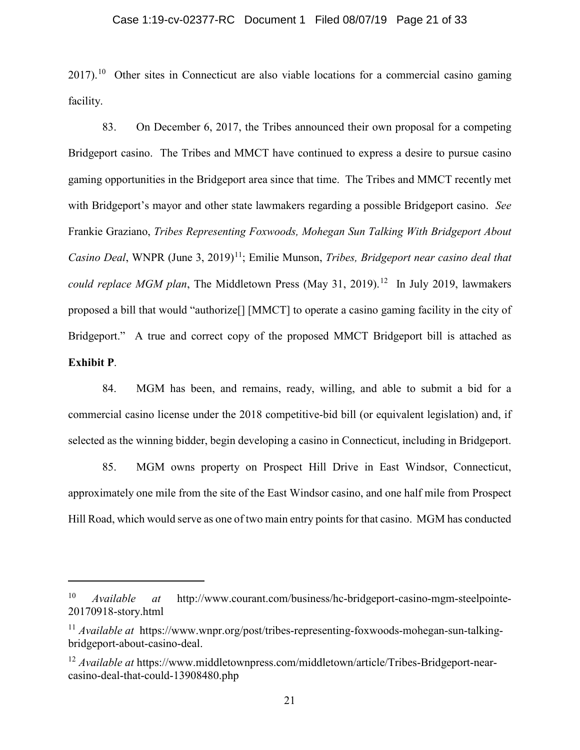2017).[10] Other sites in Connecticut are also viable locations for a commercial casino gaming facility.

83. On December 6, 2017, the Tribes announced their own proposal for a competing Bridgeport casino. The Tribes and MMCT have continued to express a desire to pursue casino gaming opportunities in the Bridgeport area since that time. The Tribes and MMCT recently met with Bridgeport's mayor and other state lawmakers regarding a possible Bridgeport casino. *See* Frankie Graziano, *Tribes Representing Foxwoods, Mohegan Sun Talking With Bridgeport About Casino Deal*, WNPR (June 3, 2019)[11]; Emilie Munson, *Tribes, Bridgeport near casino deal that could replace MGM plan*, The Middletown Press (May 31, 2019).[12] In July 2019, lawmakers proposed a bill that would "authorize[] [MMCT] to operate a casino gaming facility in the city of Bridgeport." A true and correct copy of the proposed MMCT Bridgeport bill is attached as **Exhibit P**.

84. MGM has been, and remains, ready, willing, and able to submit a bid for a commercial casino license under the 2018 competitive-bid bill (or equivalent legislation) and, if selected as the winning bidder, begin developing a casino in Connecticut, including in Bridgeport.

85. MGM owns property on Prospect Hill Drive in East Windsor, Connecticut, approximately one mile from the site of the East Windsor casino, and one half mile from Prospect Hill Road, which would serve as one of two main entry points for that casino. MGM has conducted

---

[10] *Available at* http://www.courant.com/business/hc-bridgeport-casino-mgm-steelpointe-20170918-story.html

[11] *Available at* https://www.wnpr.org/post/tribes-representing-foxwoods-mohegan-sun-talking-bridgeport-about-casino-deal.

[12] *Available at* https://www.middletownpress.com/middletown/article/Tribes-Bridgeport-near-casino-deal-that-could-13908480.php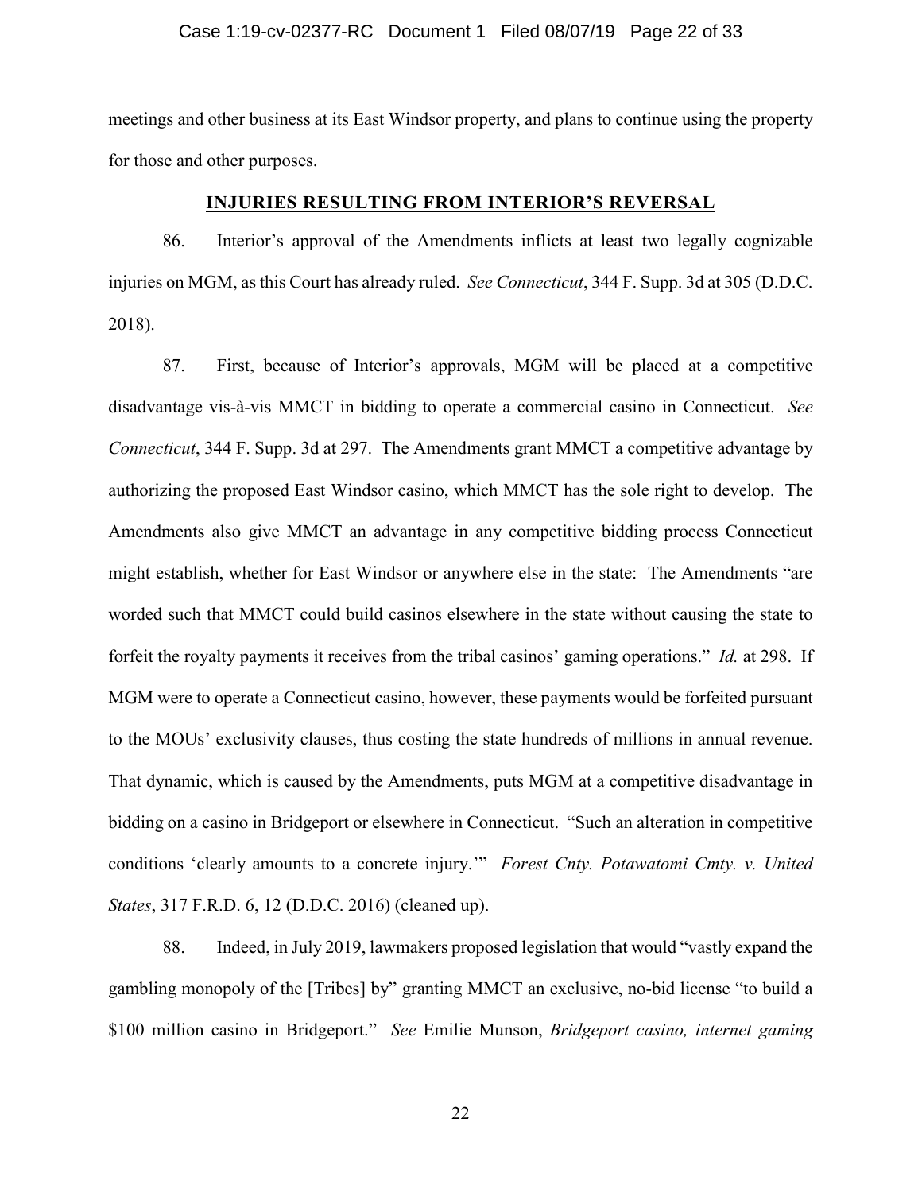meetings and other business at its East Windsor property, and plans to continue using the property for those and other purposes.

## INJURIES RESULTING FROM INTERIOR'S REVERSAL

86. Interior's approval of the Amendments inflicts at least two legally cognizable injuries on MGM, as this Court has already ruled. *See Connecticut*, 344 F. Supp. 3d at 305 (D.D.C. 2018).

87. First, because of Interior's approvals, MGM will be placed at a competitive disadvantage vis-à-vis MMCT in bidding to operate a commercial casino in Connecticut. *See Connecticut*, 344 F. Supp. 3d at 297. The Amendments grant MMCT a competitive advantage by authorizing the proposed East Windsor casino, which MMCT has the sole right to develop. The Amendments also give MMCT an advantage in any competitive bidding process Connecticut might establish, whether for East Windsor or anywhere else in the state: The Amendments "are worded such that MMCT could build casinos elsewhere in the state without causing the state to forfeit the royalty payments it receives from the tribal casinos' gaming operations." *Id.* at 298. If MGM were to operate a Connecticut casino, however, these payments would be forfeited pursuant to the MOUs' exclusivity clauses, thus costing the state hundreds of millions in annual revenue. That dynamic, which is caused by the Amendments, puts MGM at a competitive disadvantage in bidding on a casino in Bridgeport or elsewhere in Connecticut. "Such an alteration in competitive conditions 'clearly amounts to a concrete injury.'" *Forest Cnty. Potawatomi Cmty. v. United States*, 317 F.R.D. 6, 12 (D.D.C. 2016) (cleaned up).

88. Indeed, in July 2019, lawmakers proposed legislation that would "vastly expand the gambling monopoly of the [Tribes] by" granting MMCT an exclusive, no-bid license "to build a $100 million casino in Bridgeport." *See* Emilie Munson, *Bridgeport casino, internet gaming*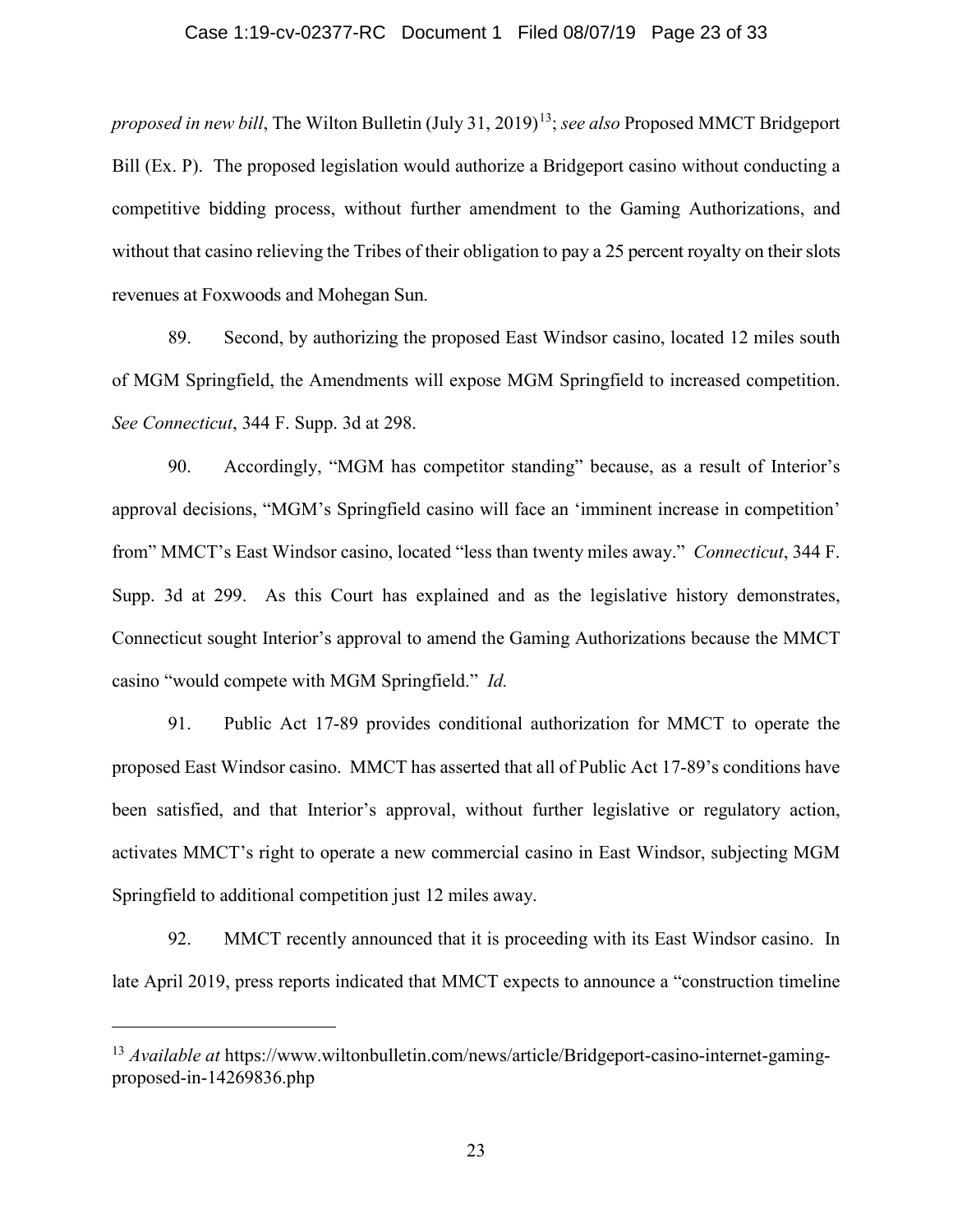*proposed in new bill*, The Wilton Bulletin (July 31, 2019)[13]; *see also* Proposed MMCT Bridgeport Bill (Ex. P). The proposed legislation would authorize a Bridgeport casino without conducting a competitive bidding process, without further amendment to the Gaming Authorizations, and without that casino relieving the Tribes of their obligation to pay a 25 percent royalty on their slots revenues at Foxwoods and Mohegan Sun.

89. Second, by authorizing the proposed East Windsor casino, located 12 miles south of MGM Springfield, the Amendments will expose MGM Springfield to increased competition. *See Connecticut*, 344 F. Supp. 3d at 298.

90. Accordingly, "MGM has competitor standing" because, as a result of Interior's approval decisions, "MGM's Springfield casino will face an 'imminent increase in competition' from" MMCT's East Windsor casino, located "less than twenty miles away." *Connecticut*, 344 F. Supp. 3d at 299. As this Court has explained and as the legislative history demonstrates, Connecticut sought Interior's approval to amend the Gaming Authorizations because the MMCT casino "would compete with MGM Springfield." *Id.*

91. Public Act 17-89 provides conditional authorization for MMCT to operate the proposed East Windsor casino. MMCT has asserted that all of Public Act 17-89's conditions have been satisfied, and that Interior's approval, without further legislative or regulatory action, activates MMCT's right to operate a new commercial casino in East Windsor, subjecting MGM Springfield to additional competition just 12 miles away.

92. MMCT recently announced that it is proceeding with its East Windsor casino. In late April 2019, press reports indicated that MMCT expects to announce a "construction timeline

---

[13] *Available at* https://www.wiltonbulletin.com/news/article/Bridgeport-casino-internet-gaming-proposed-in-14269836.php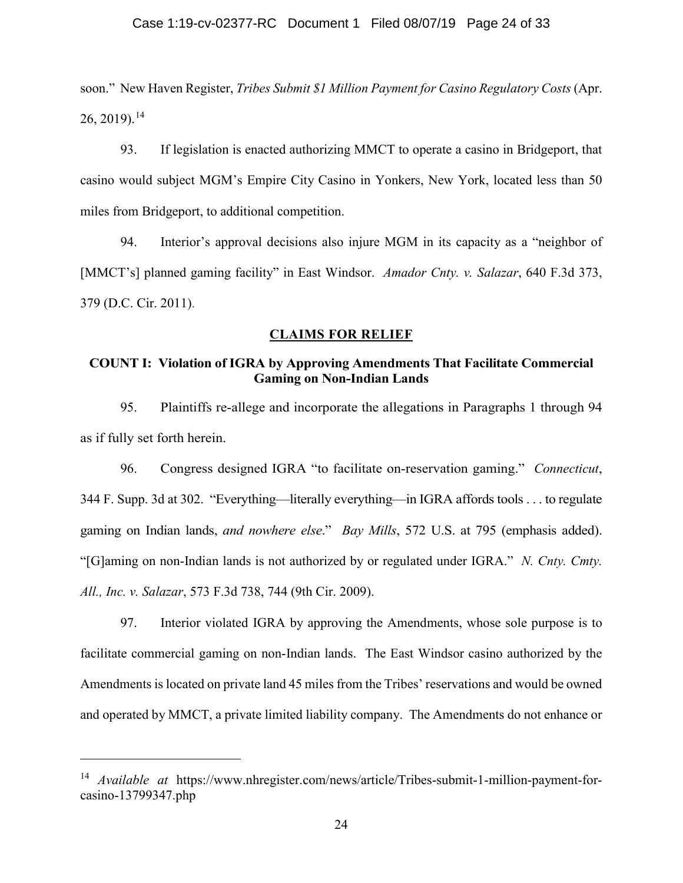soon." New Haven Register, *Tribes Submit $1 Million Payment for Casino Regulatory Costs* (Apr. 26, 2019).[14]

93. If legislation is enacted authorizing MMCT to operate a casino in Bridgeport, that casino would subject MGM's Empire City Casino in Yonkers, New York, located less than 50 miles from Bridgeport, to additional competition.

94. Interior's approval decisions also injure MGM in its capacity as a "neighbor of [MMCT's] planned gaming facility" in East Windsor. *Amador Cnty. v. Salazar*, 640 F.3d 373, 379 (D.C. Cir. 2011).

## CLAIMS FOR RELIEF

### COUNT I: Violation of IGRA by Approving Amendments That Facilitate Commercial Gaming on Non-Indian Lands

95. Plaintiffs re-allege and incorporate the allegations in Paragraphs 1 through 94 as if fully set forth herein.

96. Congress designed IGRA "to facilitate on-reservation gaming." *Connecticut*, 344 F. Supp. 3d at 302. "Everything—literally everything—in IGRA affords tools . . . to regulate gaming on Indian lands, *and nowhere else*." *Bay Mills*, 572 U.S. at 795 (emphasis added). "[G]aming on non-Indian lands is not authorized by or regulated under IGRA." *N. Cnty. Cmty. All., Inc. v. Salazar*, 573 F.3d 738, 744 (9th Cir. 2009).

97. Interior violated IGRA by approving the Amendments, whose sole purpose is to facilitate commercial gaming on non-Indian lands. The East Windsor casino authorized by the Amendments is located on private land 45 miles from the Tribes' reservations and would be owned and operated by MMCT, a private limited liability company. The Amendments do not enhance or

---

[14] *Available at* https://www.nhregister.com/news/article/Tribes-submit-1-million-payment-for-casino-13799347.php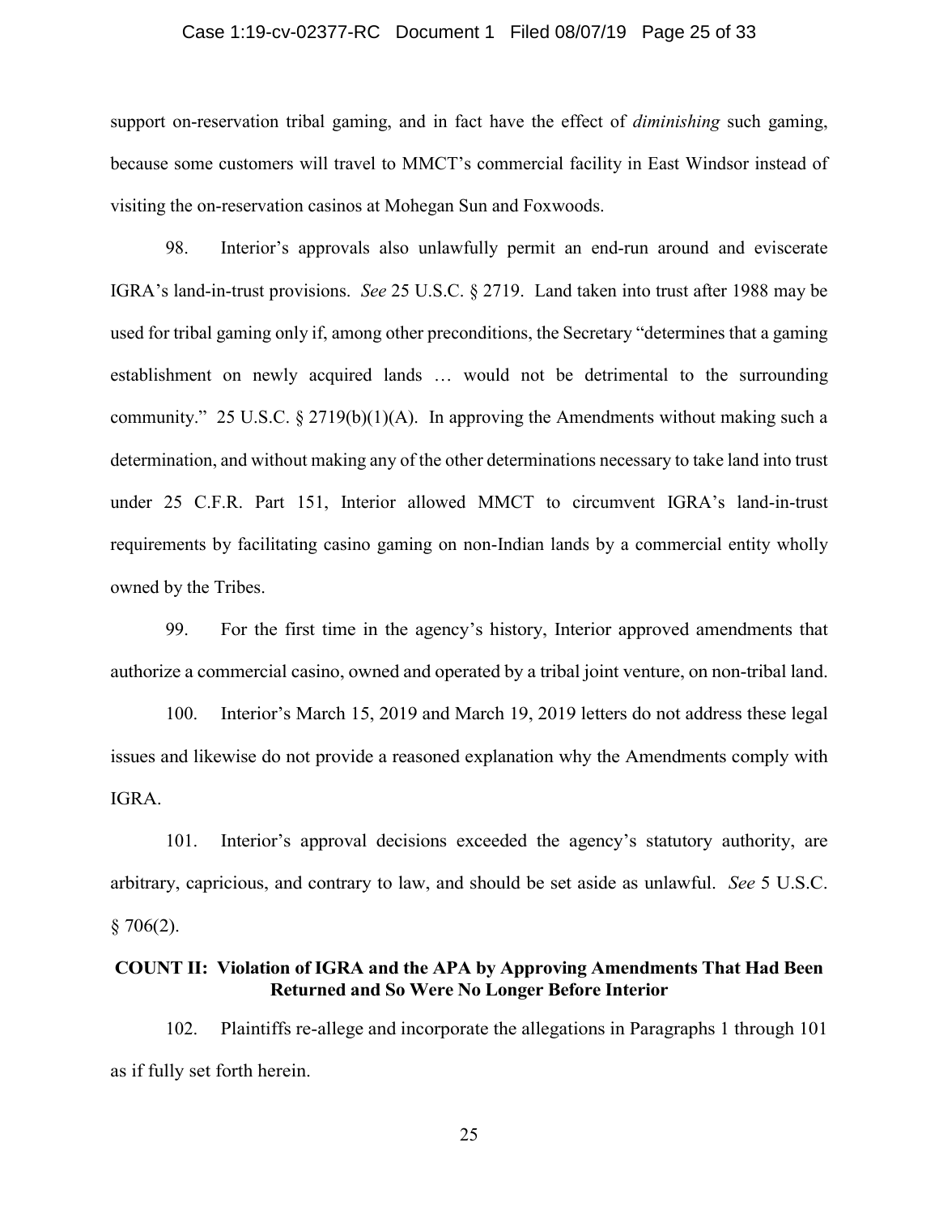support on-reservation tribal gaming, and in fact have the effect of *diminishing* such gaming, because some customers will travel to MMCT's commercial facility in East Windsor instead of visiting the on-reservation casinos at Mohegan Sun and Foxwoods.

98. Interior's approvals also unlawfully permit an end-run around and eviscerate IGRA's land-in-trust provisions. *See* 25 U.S.C. § 2719. Land taken into trust after 1988 may be used for tribal gaming only if, among other preconditions, the Secretary "determines that a gaming establishment on newly acquired lands … would not be detrimental to the surrounding community." 25 U.S.C. § 2719(b)(1)(A). In approving the Amendments without making such a determination, and without making any of the other determinations necessary to take land into trust under 25 C.F.R. Part 151, Interior allowed MMCT to circumvent IGRA's land-in-trust requirements by facilitating casino gaming on non-Indian lands by a commercial entity wholly owned by the Tribes.

99. For the first time in the agency's history, Interior approved amendments that authorize a commercial casino, owned and operated by a tribal joint venture, on non-tribal land.

100. Interior's March 15, 2019 and March 19, 2019 letters do not address these legal issues and likewise do not provide a reasoned explanation why the Amendments comply with IGRA.

101. Interior's approval decisions exceeded the agency's statutory authority, are arbitrary, capricious, and contrary to law, and should be set aside as unlawful. *See* 5 U.S.C. § 706(2).

### COUNT II: Violation of IGRA and the APA by Approving Amendments That Had Been Returned and So Were No Longer Before Interior

102. Plaintiffs re-allege and incorporate the allegations in Paragraphs 1 through 101 as if fully set forth herein.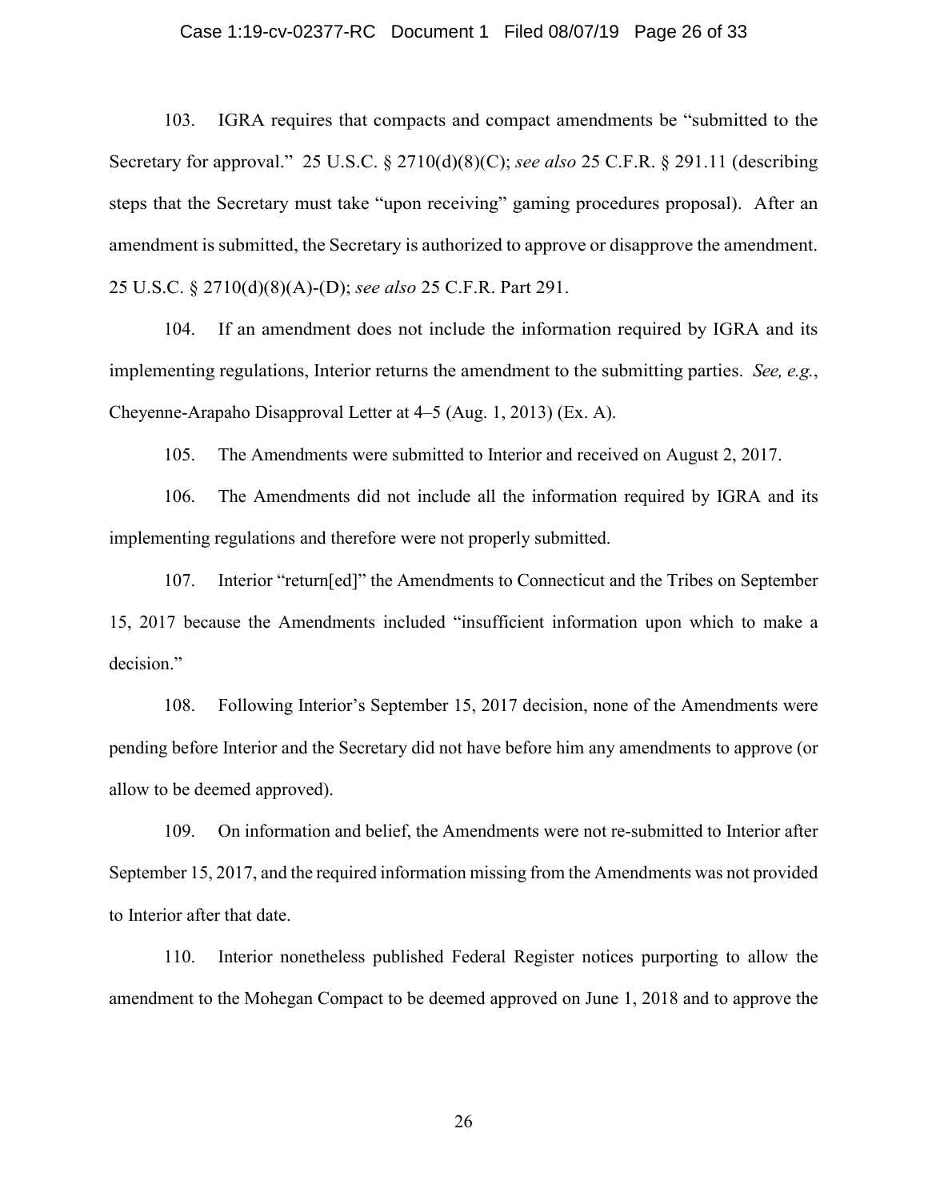103. IGRA requires that compacts and compact amendments be "submitted to the Secretary for approval." 25 U.S.C. § 2710(d)(8)(C); *see also* 25 C.F.R. § 291.11 (describing steps that the Secretary must take "upon receiving" gaming procedures proposal). After an amendment is submitted, the Secretary is authorized to approve or disapprove the amendment. 25 U.S.C. § 2710(d)(8)(A)-(D); *see also* 25 C.F.R. Part 291.

104. If an amendment does not include the information required by IGRA and its implementing regulations, Interior returns the amendment to the submitting parties. *See, e.g.*, Cheyenne-Arapaho Disapproval Letter at 4–5 (Aug. 1, 2013) (Ex. A).

105. The Amendments were submitted to Interior and received on August 2, 2017.

106. The Amendments did not include all the information required by IGRA and its implementing regulations and therefore were not properly submitted.

107. Interior "return[ed]" the Amendments to Connecticut and the Tribes on September 15, 2017 because the Amendments included "insufficient information upon which to make a decision."

108. Following Interior's September 15, 2017 decision, none of the Amendments were pending before Interior and the Secretary did not have before him any amendments to approve (or allow to be deemed approved).

109. On information and belief, the Amendments were not re-submitted to Interior after September 15, 2017, and the required information missing from the Amendments was not provided to Interior after that date.

110. Interior nonetheless published Federal Register notices purporting to allow the amendment to the Mohegan Compact to be deemed approved on June 1, 2018 and to approve the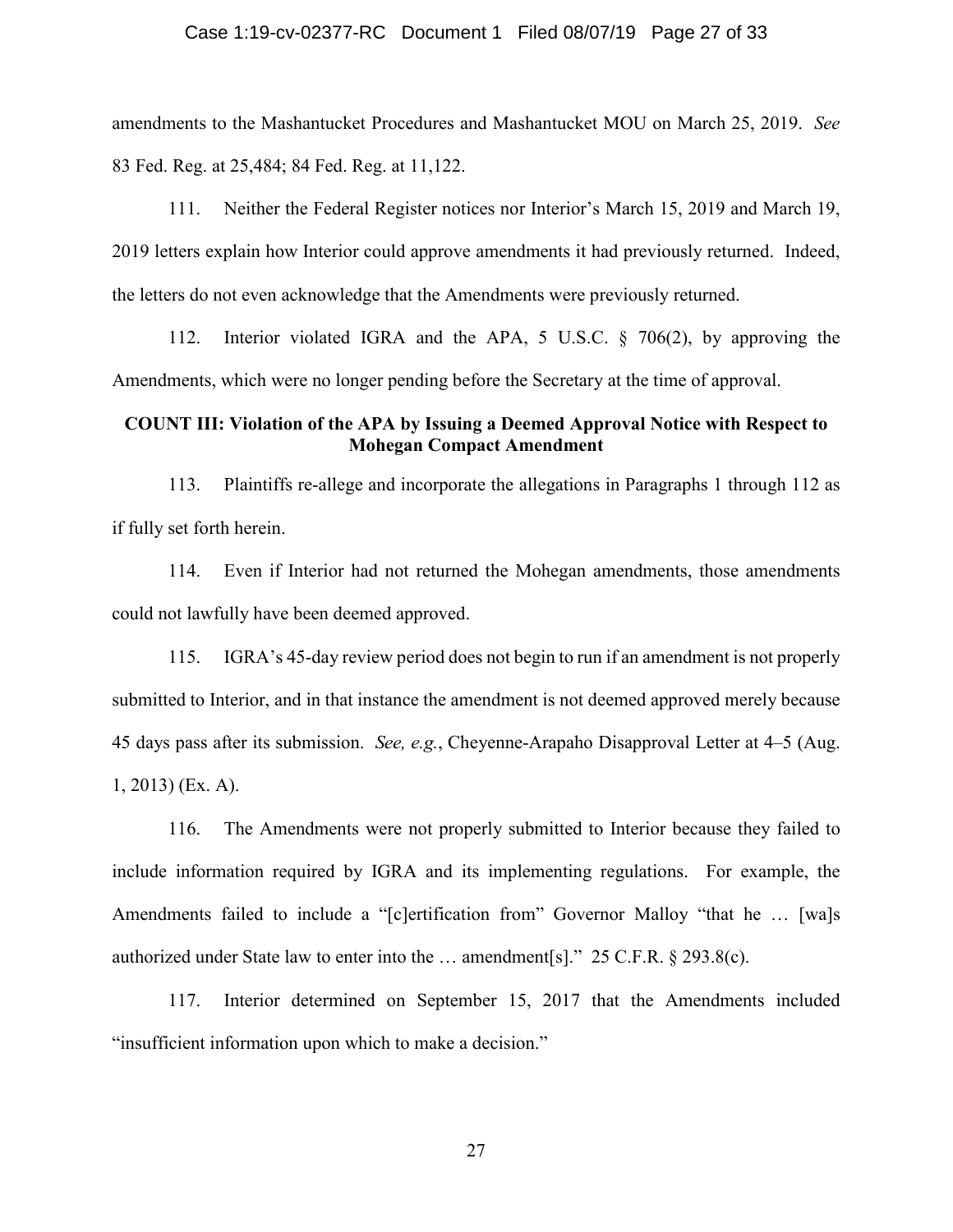amendments to the Mashantucket Procedures and Mashantucket MOU on March 25, 2019. *See* 83 Fed. Reg. at 25,484; 84 Fed. Reg. at 11,122.

111. Neither the Federal Register notices nor Interior's March 15, 2019 and March 19, 2019 letters explain how Interior could approve amendments it had previously returned. Indeed, the letters do not even acknowledge that the Amendments were previously returned.

112. Interior violated IGRA and the APA, 5 U.S.C. § 706(2), by approving the Amendments, which were no longer pending before the Secretary at the time of approval.

**COUNT III: Violation of the APA by Issuing a Deemed Approval Notice with Respect to Mohegan Compact Amendment**

113. Plaintiffs re-allege and incorporate the allegations in Paragraphs 1 through 112 as if fully set forth herein.

114. Even if Interior had not returned the Mohegan amendments, those amendments could not lawfully have been deemed approved.

115. IGRA's 45-day review period does not begin to run if an amendment is not properly submitted to Interior, and in that instance the amendment is not deemed approved merely because 45 days pass after its submission. *See, e.g.*, Cheyenne-Arapaho Disapproval Letter at 4–5 (Aug. 1, 2013) (Ex. A).

116. The Amendments were not properly submitted to Interior because they failed to include information required by IGRA and its implementing regulations. For example, the Amendments failed to include a "[c]ertification from" Governor Malloy "that he … [wa]s authorized under State law to enter into the … amendment[s]." 25 C.F.R. § 293.8(c).

117. Interior determined on September 15, 2017 that the Amendments included "insufficient information upon which to make a decision."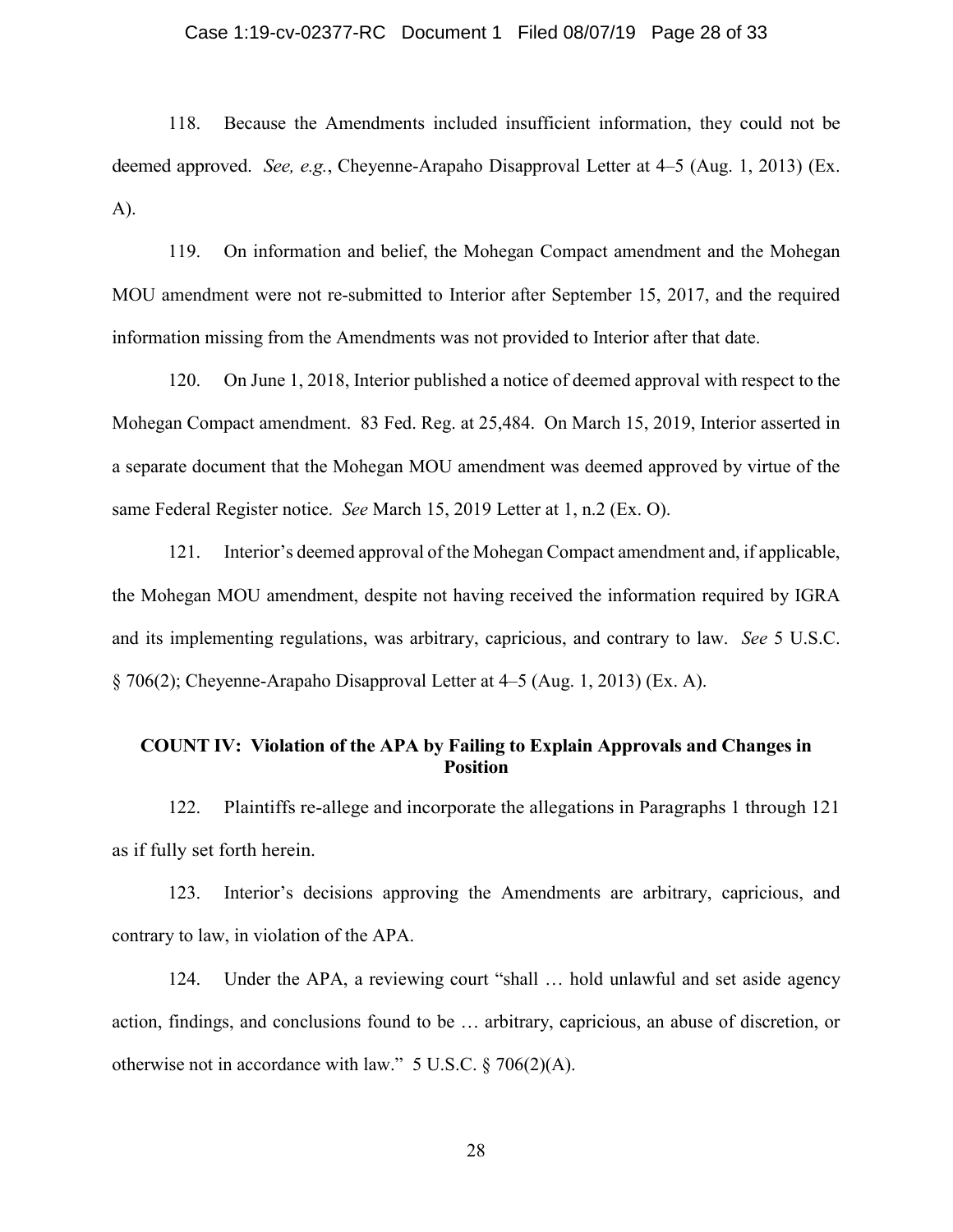118. Because the Amendments included insufficient information, they could not be deemed approved. *See, e.g.*, Cheyenne-Arapaho Disapproval Letter at 4–5 (Aug. 1, 2013) (Ex. A).

119. On information and belief, the Mohegan Compact amendment and the Mohegan MOU amendment were not re-submitted to Interior after September 15, 2017, and the required information missing from the Amendments was not provided to Interior after that date.

120. On June 1, 2018, Interior published a notice of deemed approval with respect to the Mohegan Compact amendment. 83 Fed. Reg. at 25,484. On March 15, 2019, Interior asserted in a separate document that the Mohegan MOU amendment was deemed approved by virtue of the same Federal Register notice. *See* March 15, 2019 Letter at 1, n.2 (Ex. O).

121. Interior's deemed approval of the Mohegan Compact amendment and, if applicable, the Mohegan MOU amendment, despite not having received the information required by IGRA and its implementing regulations, was arbitrary, capricious, and contrary to law. *See* 5 U.S.C. § 706(2); Cheyenne-Arapaho Disapproval Letter at 4–5 (Aug. 1, 2013) (Ex. A).

## COUNT IV: Violation of the APA by Failing to Explain Approvals and Changes in Position

122. Plaintiffs re-allege and incorporate the allegations in Paragraphs 1 through 121 as if fully set forth herein.

123. Interior's decisions approving the Amendments are arbitrary, capricious, and contrary to law, in violation of the APA.

124. Under the APA, a reviewing court "shall … hold unlawful and set aside agency action, findings, and conclusions found to be … arbitrary, capricious, an abuse of discretion, or otherwise not in accordance with law." 5 U.S.C. § 706(2)(A).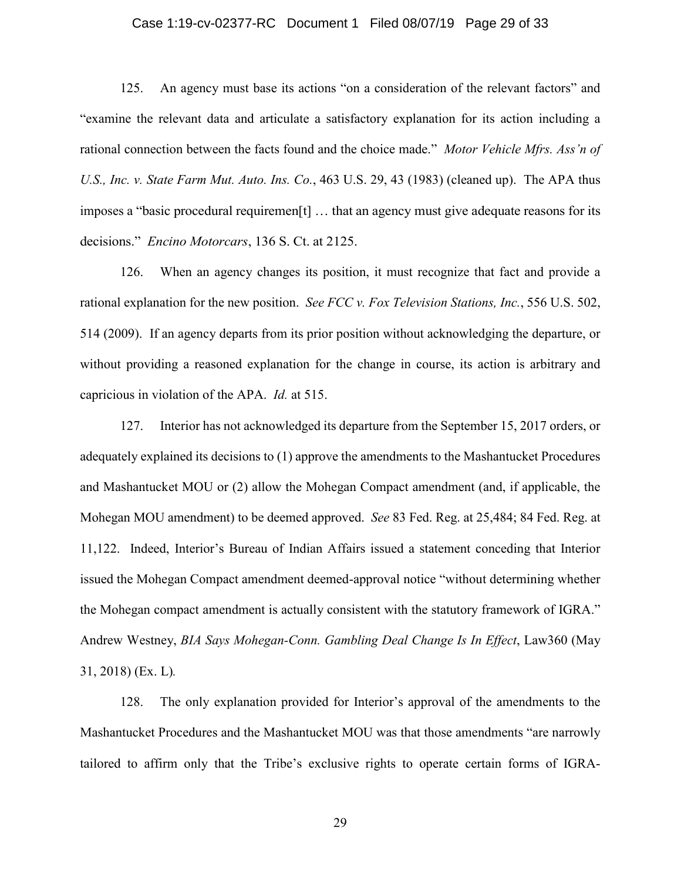125. An agency must base its actions "on a consideration of the relevant factors" and "examine the relevant data and articulate a satisfactory explanation for its action including a rational connection between the facts found and the choice made." *Motor Vehicle Mfrs. Ass'n of U.S., Inc. v. State Farm Mut. Auto. Ins. Co.*, 463 U.S. 29, 43 (1983) (cleaned up). The APA thus imposes a "basic procedural requiremen[t] … that an agency must give adequate reasons for its decisions." *Encino Motorcars*, 136 S. Ct. at 2125.

126. When an agency changes its position, it must recognize that fact and provide a rational explanation for the new position. *See FCC v. Fox Television Stations, Inc.*, 556 U.S. 502, 514 (2009). If an agency departs from its prior position without acknowledging the departure, or without providing a reasoned explanation for the change in course, its action is arbitrary and capricious in violation of the APA. *Id.* at 515.

127. Interior has not acknowledged its departure from the September 15, 2017 orders, or adequately explained its decisions to (1) approve the amendments to the Mashantucket Procedures and Mashantucket MOU or (2) allow the Mohegan Compact amendment (and, if applicable, the Mohegan MOU amendment) to be deemed approved. *See* 83 Fed. Reg. at 25,484; 84 Fed. Reg. at 11,122. Indeed, Interior's Bureau of Indian Affairs issued a statement conceding that Interior issued the Mohegan Compact amendment deemed-approval notice "without determining whether the Mohegan compact amendment is actually consistent with the statutory framework of IGRA." Andrew Westney, *BIA Says Mohegan-Conn. Gambling Deal Change Is In Effect*, Law360 (May 31, 2018) (Ex. L).

128. The only explanation provided for Interior's approval of the amendments to the Mashantucket Procedures and the Mashantucket MOU was that those amendments "are narrowly tailored to affirm only that the Tribe's exclusive rights to operate certain forms of IGRA-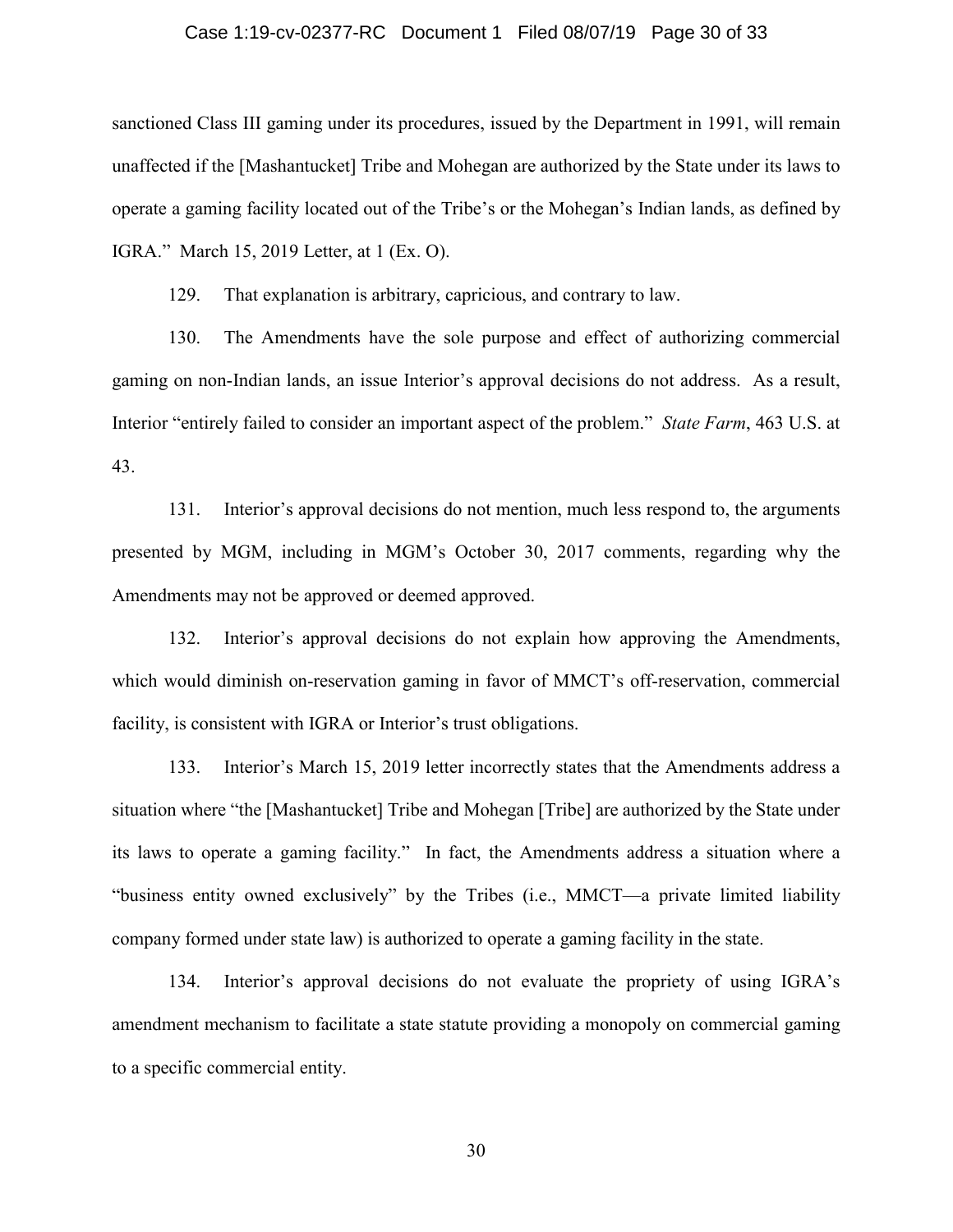sanctioned Class III gaming under its procedures, issued by the Department in 1991, will remain unaffected if the [Mashantucket] Tribe and Mohegan are authorized by the State under its laws to operate a gaming facility located out of the Tribe's or the Mohegan's Indian lands, as defined by IGRA." March 15, 2019 Letter, at 1 (Ex. O).

129. That explanation is arbitrary, capricious, and contrary to law.

130. The Amendments have the sole purpose and effect of authorizing commercial gaming on non-Indian lands, an issue Interior's approval decisions do not address. As a result, Interior "entirely failed to consider an important aspect of the problem." *State Farm*, 463 U.S. at 43.

131. Interior's approval decisions do not mention, much less respond to, the arguments presented by MGM, including in MGM's October 30, 2017 comments, regarding why the Amendments may not be approved or deemed approved.

132. Interior's approval decisions do not explain how approving the Amendments, which would diminish on-reservation gaming in favor of MMCT's off-reservation, commercial facility, is consistent with IGRA or Interior's trust obligations.

133. Interior's March 15, 2019 letter incorrectly states that the Amendments address a situation where "the [Mashantucket] Tribe and Mohegan [Tribe] are authorized by the State under its laws to operate a gaming facility." In fact, the Amendments address a situation where a "business entity owned exclusively" by the Tribes (i.e., MMCT—a private limited liability company formed under state law) is authorized to operate a gaming facility in the state.

134. Interior's approval decisions do not evaluate the propriety of using IGRA's amendment mechanism to facilitate a state statute providing a monopoly on commercial gaming to a specific commercial entity.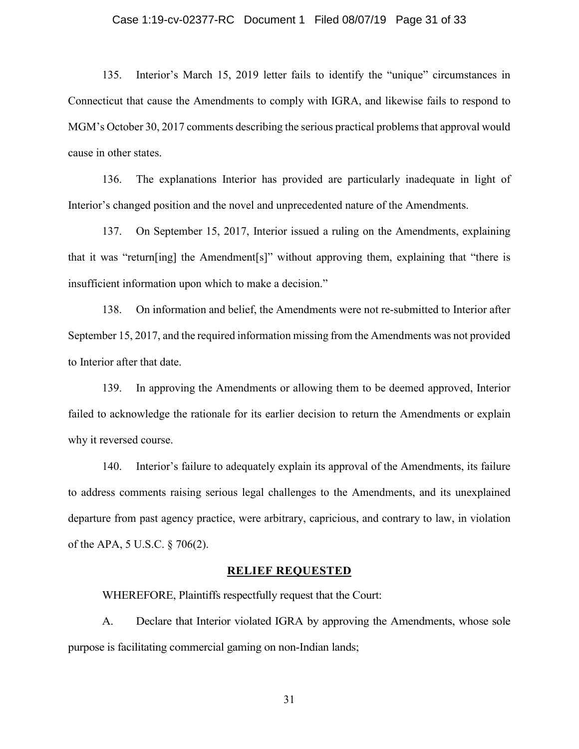135. Interior's March 15, 2019 letter fails to identify the "unique" circumstances in Connecticut that cause the Amendments to comply with IGRA, and likewise fails to respond to MGM's October 30, 2017 comments describing the serious practical problems that approval would cause in other states.

136. The explanations Interior has provided are particularly inadequate in light of Interior's changed position and the novel and unprecedented nature of the Amendments.

137. On September 15, 2017, Interior issued a ruling on the Amendments, explaining that it was "return[ing] the Amendment[s]" without approving them, explaining that "there is insufficient information upon which to make a decision."

138. On information and belief, the Amendments were not re-submitted to Interior after September 15, 2017, and the required information missing from the Amendments was not provided to Interior after that date.

139. In approving the Amendments or allowing them to be deemed approved, Interior failed to acknowledge the rationale for its earlier decision to return the Amendments or explain why it reversed course.

140. Interior's failure to adequately explain its approval of the Amendments, its failure to address comments raising serious legal challenges to the Amendments, and its unexplained departure from past agency practice, were arbitrary, capricious, and contrary to law, in violation of the APA, 5 U.S.C. § 706(2).

## RELIEF REQUESTED

WHEREFORE, Plaintiffs respectfully request that the Court:

A. Declare that Interior violated IGRA by approving the Amendments, whose sole purpose is facilitating commercial gaming on non-Indian lands;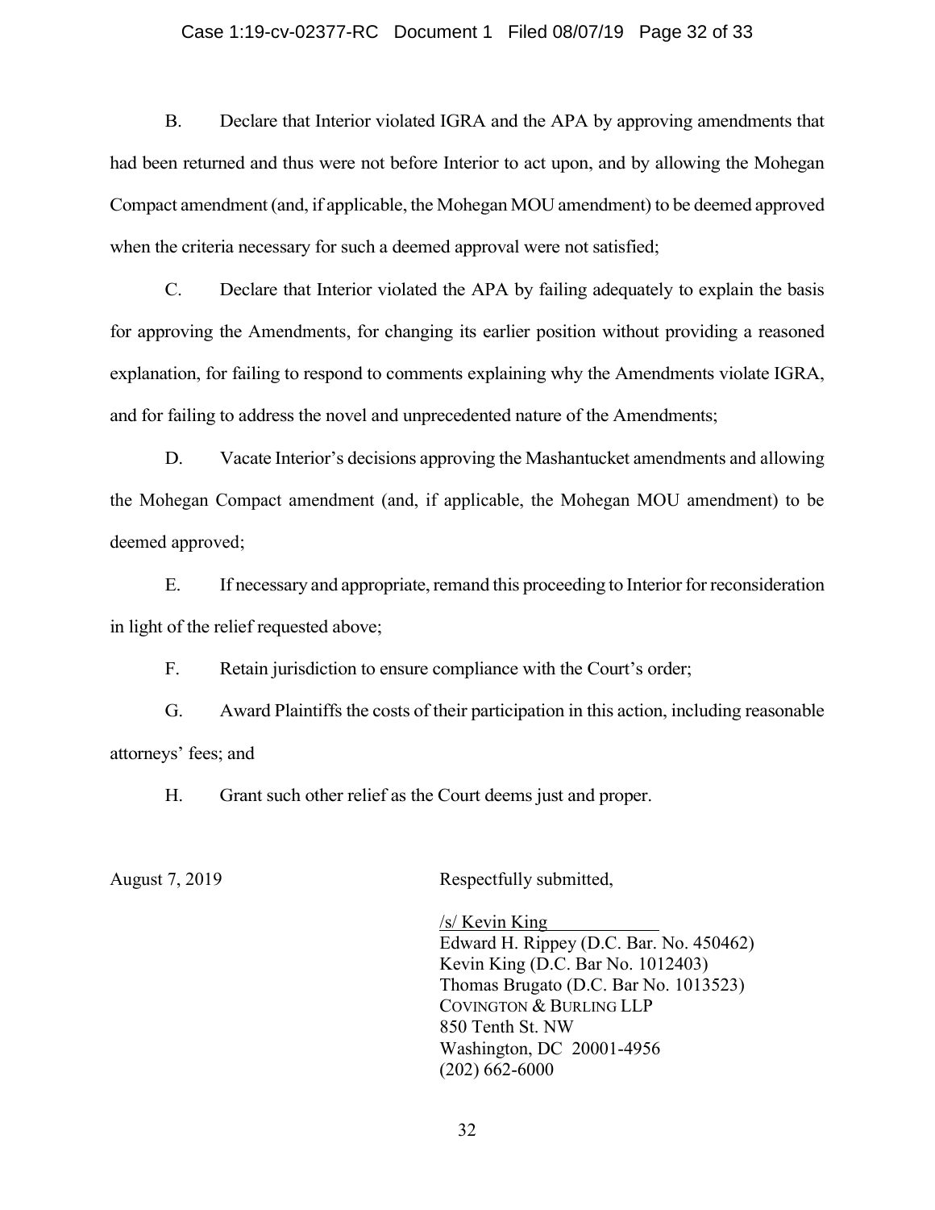B. Declare that Interior violated IGRA and the APA by approving amendments that had been returned and thus were not before Interior to act upon, and by allowing the Mohegan Compact amendment (and, if applicable, the Mohegan MOU amendment) to be deemed approved when the criteria necessary for such a deemed approval were not satisfied;

C. Declare that Interior violated the APA by failing adequately to explain the basis for approving the Amendments, for changing its earlier position without providing a reasoned explanation, for failing to respond to comments explaining why the Amendments violate IGRA, and for failing to address the novel and unprecedented nature of the Amendments;

D. Vacate Interior's decisions approving the Mashantucket amendments and allowing the Mohegan Compact amendment (and, if applicable, the Mohegan MOU amendment) to be deemed approved;

E. If necessary and appropriate, remand this proceeding to Interior for reconsideration in light of the relief requested above;

F. Retain jurisdiction to ensure compliance with the Court's order;

G. Award Plaintiffs the costs of their participation in this action, including reasonable attorneys' fees; and

H. Grant such other relief as the Court deems just and proper.

August 7, 2019

Respectfully submitted,

/s/ Kevin King
Edward H. Rippey (D.C. Bar. No. 450462)
Kevin King (D.C. Bar No. 1012403)
Thomas Brugato (D.C. Bar No. 1013523)
COVINGTON & BURLING LLP
850 Tenth St. NW
Washington, DC 20001-4956
(202) 662-6000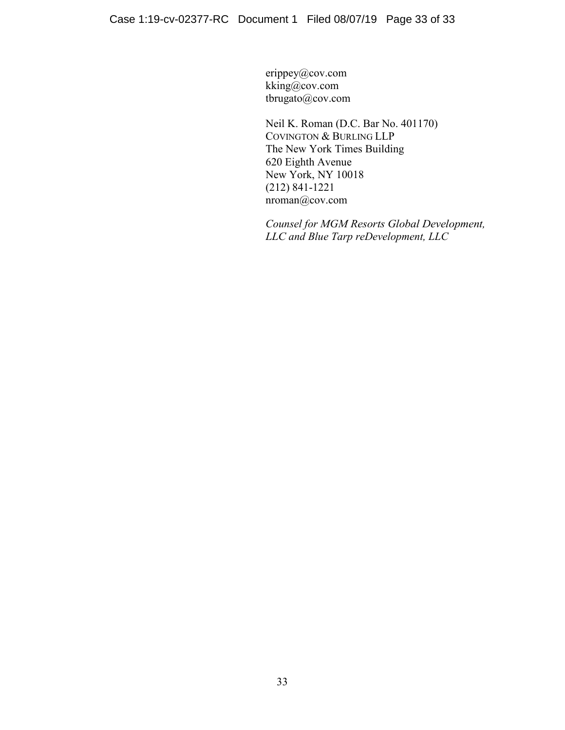erippey@cov.com  
kking@cov.com  
tbrugato@cov.com

Neil K. Roman (D.C. Bar No. 401170)  
COVINGTON & BURLING LLP  
The New York Times Building  
620 Eighth Avenue  
New York, NY 10018  
(212) 841-1221  
nroman@cov.com

*Counsel for MGM Resorts Global Development, LLC and Blue Tarp reDevelopment, LLC*